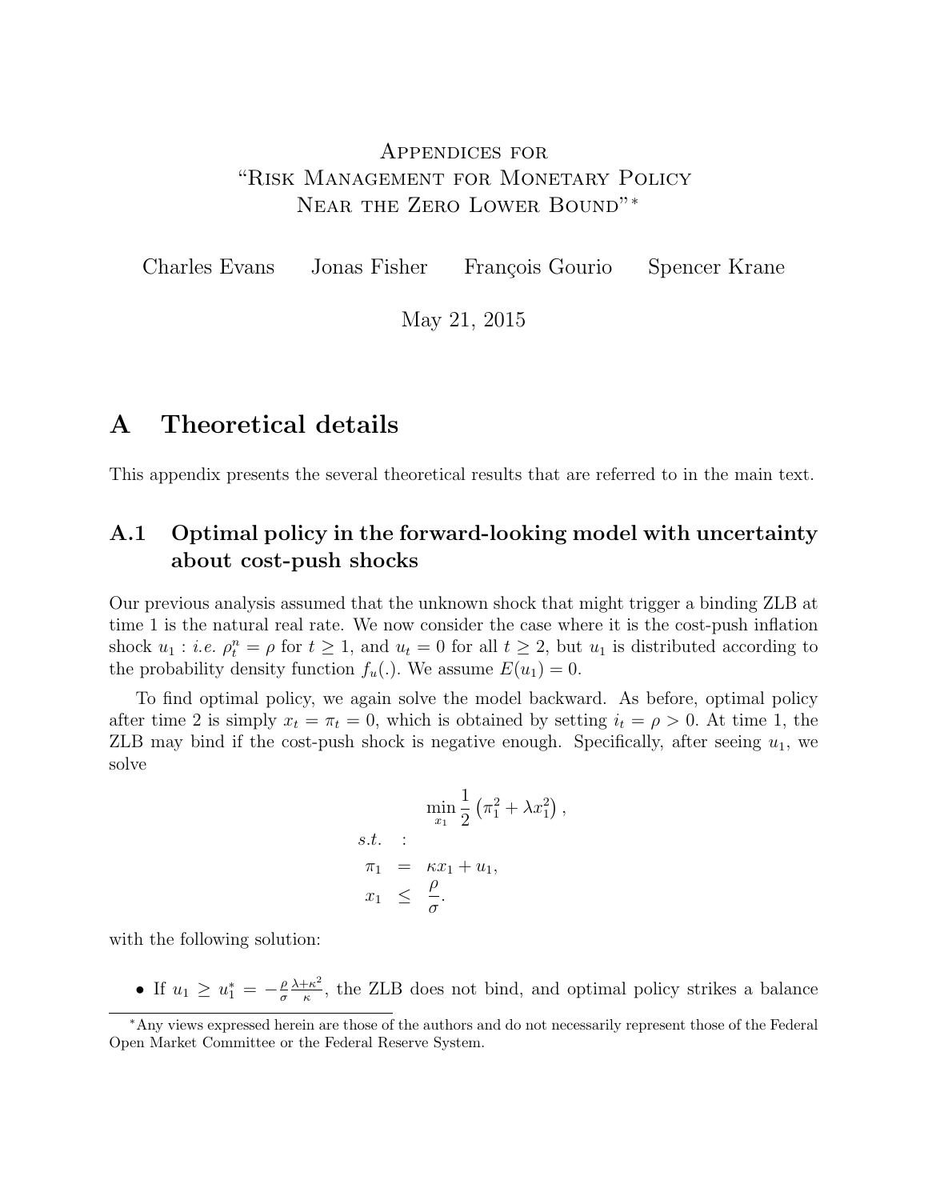# Appendices for "Risk Management for Monetary Policy Near the Zero Lower Bound"*

Charles Evans Jonas Fisher François Gourio Spencer Krane

May 21, 2015

## A Theoretical details

This appendix presents the several theoretical results that are referred to in the main text.

### A.1 Optimal policy in the forward-looking model with uncertainty about cost-push shocks

Our previous analysis assumed that the unknown shock that might trigger a binding ZLB at time 1 is the natural real rate. We now consider the case where it is the cost-push inflation shock $u_1$ : *i.e.* $\rho_t^n = \rho$ for $t \geq 1$, and $u_t = 0$ for all $t \geq 2$, but $u_1$ is distributed according to the probability density function $f_u(.)$. We assume $E(u_1) = 0$.

To find optimal policy, we again solve the model backward. As before, optimal policy after time 2 is simply $x_t = \pi_t = 0$, which is obtained by setting $i_t = \rho > 0$. At time 1, the ZLB may bind if the cost-push shock is negative enough. Specifically, after seeing $u_1$, we solve

$$
\begin{aligned}
& \min_{x_1} \frac{1}{2}\left(\pi_1^2 + \lambda x_1^2\right), \\
s.t. \quad & : \\
\pi_1 \quad & = \quad \kappa x_1 + u_1, \\
x_1 \quad & \leq \quad \frac{\rho}{\sigma}.
\end{aligned}
$$

with the following solution:

- If $u_1 \geq u_1^* = -\frac{\rho}{\sigma}\frac{\lambda+\kappa^2}{\kappa}$, the ZLB does not bind, and optimal policy strikes a balance

*Any views expressed herein are those of the authors and do not necessarily represent those of the Federal Open Market Committee or the Federal Reserve System.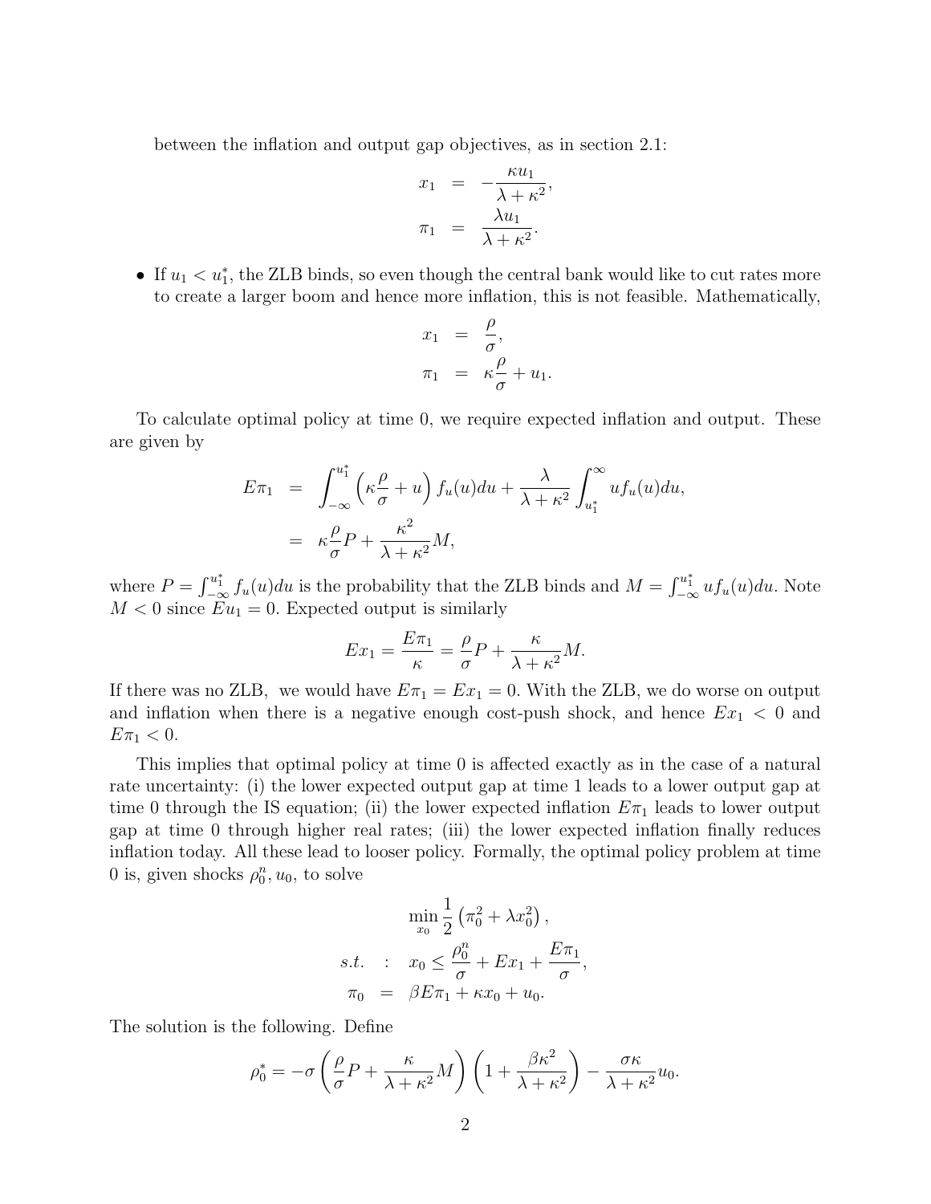between the inflation and output gap objectives, as in section 2.1:

$$
\begin{aligned}
x_1 &= -\frac{\kappa u_1}{\lambda + \kappa^2}, \\
\pi_1 &= \frac{\lambda u_1}{\lambda + \kappa^2}.
\end{aligned}
$$

- If $u_1 < u_1^*$, the ZLB binds, so even though the central bank would like to cut rates more to create a larger boom and hence more inflation, this is not feasible. Mathematically,

$$
\begin{aligned}
x_1 &= \frac{\rho}{\sigma}, \\
\pi_1 &= \kappa \frac{\rho}{\sigma} + u_1.
\end{aligned}
$$

To calculate optimal policy at time 0, we require expected inflation and output. These are given by

$$
\begin{aligned}
E\pi_1 &= \int_{-\infty}^{u_1^*} \left( \kappa \frac{\rho}{\sigma} + u \right) f_u(u) du + \frac{\lambda}{\lambda + \kappa^2} \int_{u_1^*}^{\infty} u f_u(u) du, \\
&= \kappa \frac{\rho}{\sigma} P + \frac{\kappa^2}{\lambda + \kappa^2} M,
\end{aligned}
$$

where $P = \int_{-\infty}^{u_1^*} f_u(u)du$ is the probability that the ZLB binds and $M = \int_{-\infty}^{u_1^*} u f_u(u)du$. Note $M < 0$ since $Eu_1 = 0$. Expected output is similarly

$$
Ex_1 = \frac{E\pi_1}{\kappa} = \frac{\rho}{\sigma} P + \frac{\kappa}{\lambda + \kappa^2} M.
$$

If there was no ZLB, we would have $E\pi_1 = Ex_1 = 0$. With the ZLB, we do worse on output and inflation when there is a negative enough cost-push shock, and hence $Ex_1 < 0$ and $E\pi_1 < 0$.

This implies that optimal policy at time 0 is affected exactly as in the case of a natural rate uncertainty: (i) the lower expected output gap at time 1 leads to a lower output gap at time 0 through the IS equation; (ii) the lower expected inflation $E\pi_1$ leads to lower output gap at time 0 through higher real rates; (iii) the lower expected inflation finally reduces inflation today. All these lead to looser policy. Formally, the optimal policy problem at time 0 is, given shocks $\rho_0^n, u_0$, to solve

$$
\begin{aligned}
&\min_{x_0} \frac{1}{2} \left( \pi_0^2 + \lambda x_0^2 \right), \\
s.t. \quad : \quad & x_0 \leq \frac{\rho_0^n}{\sigma} + Ex_1 + \frac{E\pi_1}{\sigma}, \\
\pi_0 &= \beta E\pi_1 + \kappa x_0 + u_0.
\end{aligned}
$$

The solution is the following. Define

$$
\rho_0^* = -\sigma \left( \frac{\rho}{\sigma} P + \frac{\kappa}{\lambda + \kappa^2} M \right) \left( 1 + \frac{\beta \kappa^2}{\lambda + \kappa^2} \right) - \frac{\sigma \kappa}{\lambda + \kappa^2} u_0.
$$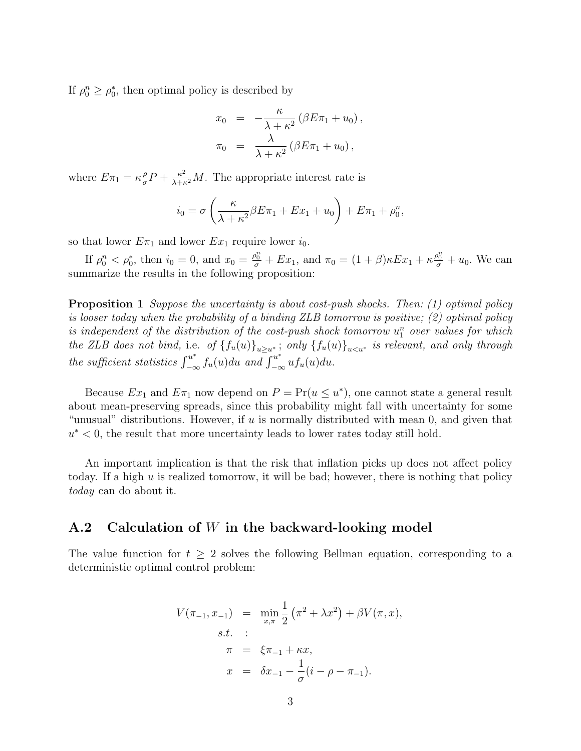If $\rho_0^n \geq \rho_0^*$, then optimal policy is described by

$$
\begin{aligned}
x_0 &= -\frac{\kappa}{\lambda + \kappa^2}\left(\beta E\pi_1 + u_0\right), \\
\pi_0 &= \frac{\lambda}{\lambda + \kappa^2}\left(\beta E\pi_1 + u_0\right),
\end{aligned}
$$

where $E\pi_1 = \kappa\frac{\rho}{\sigma}P + \frac{\kappa^2}{\lambda+\kappa^2}M$. The appropriate interest rate is

$$
i_0 = \sigma\left(\frac{\kappa}{\lambda + \kappa^2}\beta E\pi_1 + Ex_1 + u_0\right) + E\pi_1 + \rho_0^n,
$$

so that lower $E\pi_1$ and lower $Ex_1$ require lower $i_0$.

If $\rho_0^n < \rho_0^*$, then $i_0 = 0$, and $x_0 = \frac{\rho_0^n}{\sigma} + Ex_1$, and $\pi_0 = (1+\beta)\kappa Ex_1 + \kappa\frac{\rho_0^n}{\sigma} + u_0$. We can summarize the results in the following proposition:

**Proposition 1** *Suppose the uncertainty is about cost-push shocks. Then: (1) optimal policy is looser today when the probability of a binding ZLB tomorrow is positive; (2) optimal policy is independent of the distribution of the cost-push shock tomorrow $u_1^n$ over values for which the ZLB does not bind,* i.e. *of $\{f_u(u)\}_{u \geq u^*}$; only $\{f_u(u)\}_{u<u^*}$ is relevant, and only through the sufficient statistics $\int_{-\infty}^{u^*} f_u(u)du$ and $\int_{-\infty}^{u^*} uf_u(u)du$.*

Because $Ex_1$ and $E\pi_1$ now depend on $P = \Pr(u \leq u^*)$, one cannot state a general result about mean-preserving spreads, since this probability might fall with uncertainty for some "unusual" distributions. However, if $u$ is normally distributed with mean 0, and given that $u^* < 0$, the result that more uncertainty leads to lower rates today still hold.

An important implication is that the risk that inflation picks up does not affect policy today. If a high $u$ is realized tomorrow, it will be bad; however, there is nothing that policy *today* can do about it.

## A.2 Calculation of $W$ in the backward-looking model

The value function for $t \geq 2$ solves the following Bellman equation, corresponding to a deterministic optimal control problem:

$$
\begin{aligned}
V(\pi_{-1}, x_{-1}) &= \min_{x,\pi} \frac{1}{2}\left(\pi^2 + \lambda x^2\right) + \beta V(\pi, x), \\
s.t. &: \\
\pi &= \xi\pi_{-1} + \kappa x, \\
x &= \delta x_{-1} - \frac{1}{\sigma}(i - \rho - \pi_{-1}).
\end{aligned}
$$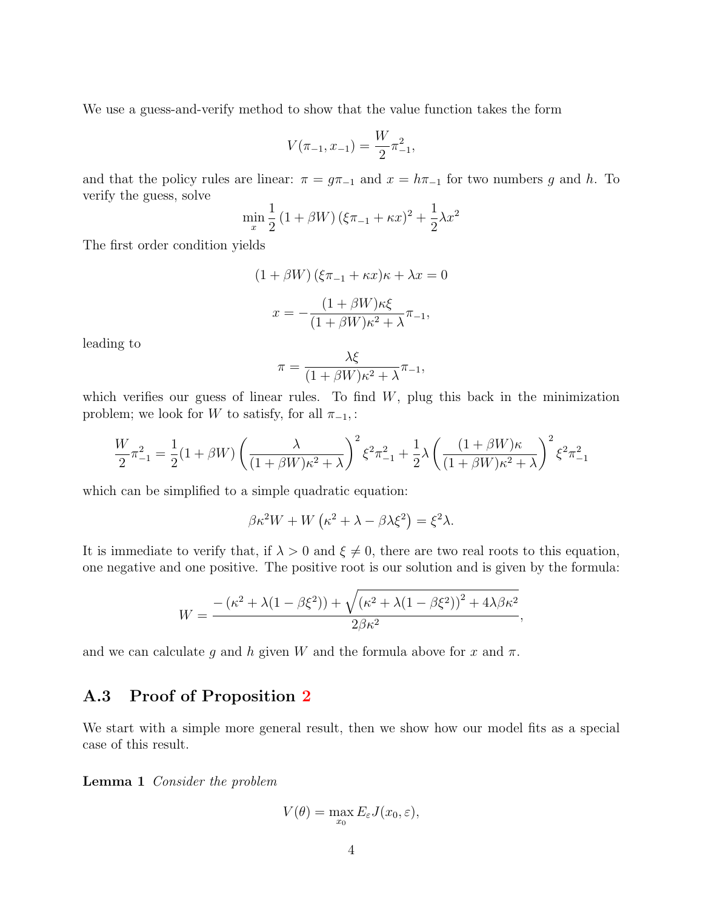We use a guess-and-verify method to show that the value function takes the form

$$V(\pi_{-1}, x_{-1}) = \frac{W}{2}\pi_{-1}^2,$$

and that the policy rules are linear: $\pi = g\pi_{-1}$ and $x = h\pi_{-1}$ for two numbers $g$ and $h$. To verify the guess, solve

$$\min_x \frac{1}{2}\left(1 + \beta W\right)\left(\xi \pi_{-1} + \kappa x\right)^2 + \frac{1}{2}\lambda x^2$$

The first order condition yields

$$\left(1 + \beta W\right)\left(\xi \pi_{-1} + \kappa x\right)\kappa + \lambda x = 0$$

$$x = -\frac{(1 + \beta W)\kappa \xi}{(1 + \beta W)\kappa^2 + \lambda}\pi_{-1},$$

leading to

$$\pi = \frac{\lambda \xi}{(1 + \beta W)\kappa^2 + \lambda}\pi_{-1},$$

which verifies our guess of linear rules. To find $W$, plug this back in the minimization problem; we look for $W$ to satisfy, for all $\pi_{-1}$, :

$$\frac{W}{2}\pi_{-1}^2 = \frac{1}{2}(1 + \beta W)\left(\frac{\lambda}{(1 + \beta W)\kappa^2 + \lambda}\right)^2 \xi^2 \pi_{-1}^2 + \frac{1}{2}\lambda\left(\frac{(1 + \beta W)\kappa}{(1 + \beta W)\kappa^2 + \lambda}\right)^2 \xi^2 \pi_{-1}^2$$

which can be simplified to a simple quadratic equation:

$$\beta \kappa^2 W + W\left(\kappa^2 + \lambda - \beta \lambda \xi^2\right) = \xi^2 \lambda.$$

It is immediate to verify that, if $\lambda > 0$ and $\xi \neq 0$, there are two real roots to this equation, one negative and one positive. The positive root is our solution and is given by the formula:

$$W = \frac{-\left(\kappa^2 + \lambda(1 - \beta \xi^2)\right) + \sqrt{\left(\kappa^2 + \lambda(1 - \beta \xi^2)\right)^2 + 4\lambda \beta \kappa^2}}{2\beta \kappa^2},$$

and we can calculate $g$ and $h$ given $W$ and the formula above for $x$ and $\pi$.

## A.3 Proof of Proposition 2

We start with a simple more general result, then we show how our model fits as a special case of this result.

**Lemma 1** *Consider the problem*

$$V(\theta) = \max_{x_0} E_\varepsilon J(x_0, \varepsilon),$$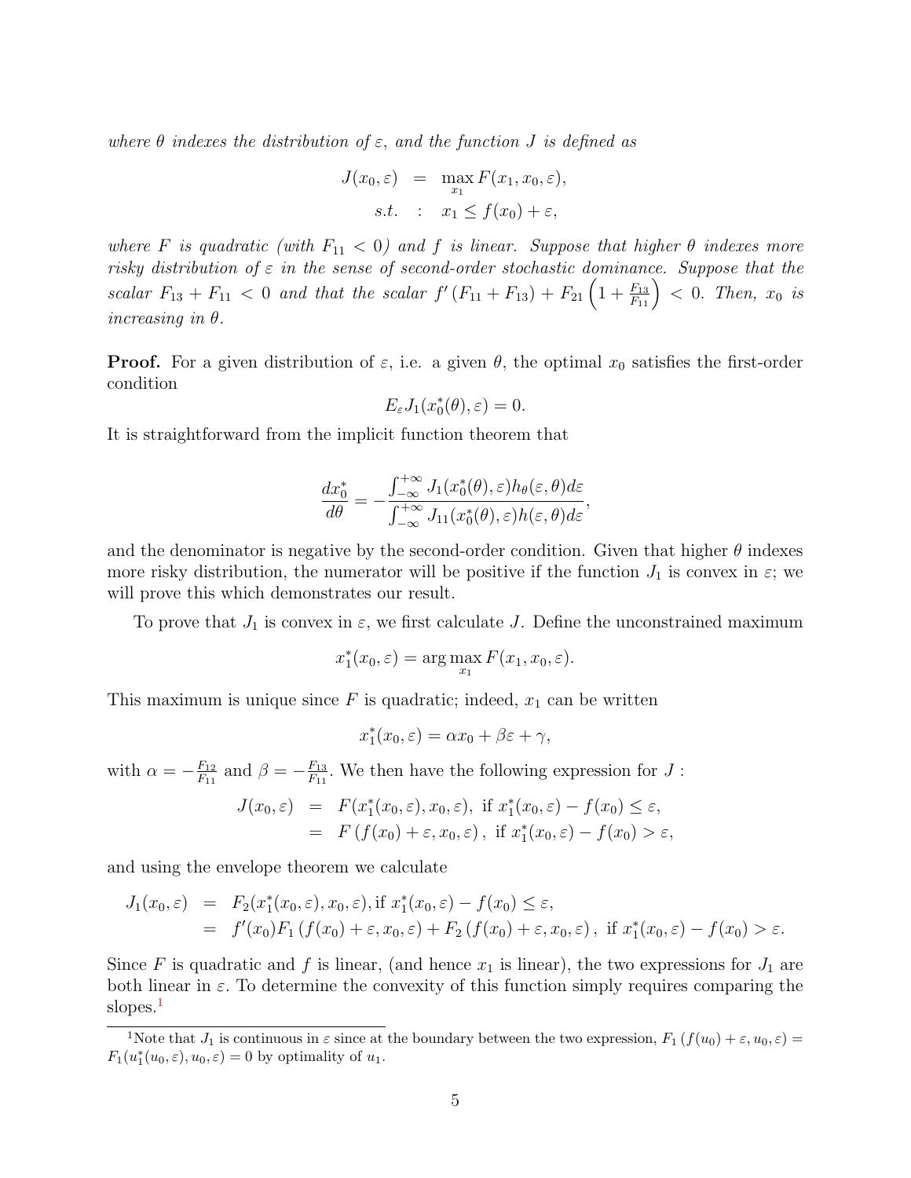*where $\theta$ indexes the distribution of $\varepsilon$, and the function $J$ is defined as*

$$
\begin{aligned}
J(x_0, \varepsilon) &= \max_{x_1} F(x_1, x_0, \varepsilon), \\
s.t. &: \quad x_1 \leq f(x_0) + \varepsilon,
\end{aligned}
$$

*where $F$ is quadratic (with $F_{11} < 0$) and $f$ is linear. Suppose that higher $\theta$ indexes more risky distribution of $\varepsilon$ in the sense of second-order stochastic dominance. Suppose that the scalar $F_{13} + F_{11} < 0$ and that the scalar $f'(F_{11} + F_{13}) + F_{21}\left(1 + \frac{F_{13}}{F_{11}}\right) < 0$. Then, $x_0$ is increasing in $\theta$.*

**Proof.** For a given distribution of $\varepsilon$, i.e. a given $\theta$, the optimal $x_0$ satisfies the first-order condition

$$
E_\varepsilon J_1(x_0^*(\theta), \varepsilon) = 0.
$$

It is straightforward from the implicit function theorem that

$$
\frac{dx_0^*}{d\theta} = -\frac{\int_{-\infty}^{+\infty} J_1(x_0^*(\theta), \varepsilon) h_\theta(\varepsilon, \theta) d\varepsilon}{\int_{-\infty}^{+\infty} J_{11}(x_0^*(\theta), \varepsilon) h(\varepsilon, \theta) d\varepsilon},
$$

and the denominator is negative by the second-order condition. Given that higher $\theta$ indexes more risky distribution, the numerator will be positive if the function $J_1$ is convex in $\varepsilon$; we will prove this which demonstrates our result.

To prove that $J_1$ is convex in $\varepsilon$, we first calculate $J$. Define the unconstrained maximum

$$
x_1^*(x_0, \varepsilon) = \arg\max_{x_1} F(x_1, x_0, \varepsilon).
$$

This maximum is unique since $F$ is quadratic; indeed, $x_1$ can be written

$$
x_1^*(x_0, \varepsilon) = \alpha x_0 + \beta \varepsilon + \gamma,
$$

with $\alpha = -\frac{F_{12}}{F_{11}}$ and $\beta = -\frac{F_{13}}{F_{11}}$. We then have the following expression for $J$ :

$$
\begin{aligned}
J(x_0, \varepsilon) &= F(x_1^*(x_0, \varepsilon), x_0, \varepsilon), \text{ if } x_1^*(x_0, \varepsilon) - f(x_0) \leq \varepsilon, \\
&= F\left(f(x_0) + \varepsilon, x_0, \varepsilon\right), \text{ if } x_1^*(x_0, \varepsilon) - f(x_0) > \varepsilon,
\end{aligned}
$$

and using the envelope theorem we calculate

$$
\begin{aligned}
J_1(x_0, \varepsilon) &= F_2(x_1^*(x_0, \varepsilon), x_0, \varepsilon), \text{if } x_1^*(x_0, \varepsilon) - f(x_0) \leq \varepsilon, \\
&= f'(x_0) F_1\left(f(x_0) + \varepsilon, x_0, \varepsilon\right) + F_2\left(f(x_0) + \varepsilon, x_0, \varepsilon\right), \text{ if } x_1^*(x_0, \varepsilon) - f(x_0) > \varepsilon.
\end{aligned}
$$

Since $F$ is quadratic and $f$ is linear, (and hence $x_1$ is linear), the two expressions for $J_1$ are both linear in $\varepsilon$. To determine the convexity of this function simply requires comparing the slopes.[1]

[1] Note that $J_1$ is continuous in $\varepsilon$ since at the boundary between the two expression, $F_1\left(f(u_0) + \varepsilon, u_0, \varepsilon\right) = F_1(u_1^*(u_0, \varepsilon), u_0, \varepsilon) = 0$ by optimality of $u_1$.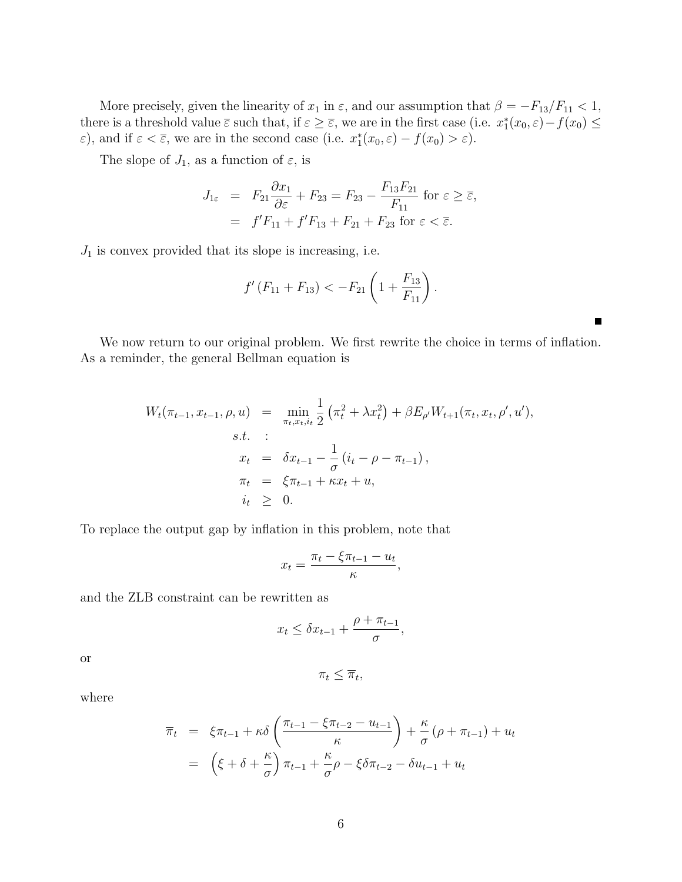More precisely, given the linearity of $x_1$ in $\varepsilon$, and our assumption that $\beta = -F_{13}/F_{11} < 1$, there is a threshold value $\overline{\varepsilon}$ such that, if $\varepsilon \geq \overline{\varepsilon}$, we are in the first case (i.e. $x_1^*(x_0, \varepsilon) - f(x_0) \leq \varepsilon$), and if $\varepsilon < \overline{\varepsilon}$, we are in the second case (i.e. $x_1^*(x_0, \varepsilon) - f(x_0) > \varepsilon$).

The slope of $J_1$, as a function of $\varepsilon$, is

$$
\begin{aligned}
J_{1\varepsilon} &= F_{21}\frac{\partial x_1}{\partial \varepsilon} + F_{23} = F_{23} - \frac{F_{13}F_{21}}{F_{11}} \text{ for } \varepsilon \geq \overline{\varepsilon}, \\
&= f' F_{11} + f' F_{13} + F_{21} + F_{23} \text{ for } \varepsilon < \overline{\varepsilon}.
\end{aligned}
$$

$J_1$ is convex provided that its slope is increasing, i.e.

$$
f'\left(F_{11} + F_{13}\right) < -F_{21}\left(1 + \frac{F_{13}}{F_{11}}\right).
$$

■

We now return to our original problem. We first rewrite the choice in terms of inflation. As a reminder, the general Bellman equation is

$$
\begin{aligned}
W_t(\pi_{t-1}, x_{t-1}, \rho, u) &= \min_{\pi_t, x_t, i_t} \frac{1}{2}\left(\pi_t^2 + \lambda x_t^2\right) + \beta E_{\rho'} W_{t+1}(\pi_t, x_t, \rho', u'), \\
s.t. &\quad : \\
x_t &= \delta x_{t-1} - \frac{1}{\sigma}\left(i_t - \rho - \pi_{t-1}\right), \\
\pi_t &= \xi \pi_{t-1} + \kappa x_t + u, \\
i_t &\geq 0.
\end{aligned}
$$

To replace the output gap by inflation in this problem, note that

$$
x_t = \frac{\pi_t - \xi \pi_{t-1} - u_t}{\kappa},
$$

and the ZLB constraint can be rewritten as

$$
x_t \leq \delta x_{t-1} + \frac{\rho + \pi_{t-1}}{\sigma},
$$

or

$$
\pi_t \leq \overline{\pi}_t,
$$

where

$$
\begin{aligned}
\overline{\pi}_t &= \xi \pi_{t-1} + \kappa \delta \left(\frac{\pi_{t-1} - \xi \pi_{t-2} - u_{t-1}}{\kappa}\right) + \frac{\kappa}{\sigma}\left(\rho + \pi_{t-1}\right) + u_t \\
&= \left(\xi + \delta + \frac{\kappa}{\sigma}\right)\pi_{t-1} + \frac{\kappa}{\sigma}\rho - \xi \delta \pi_{t-2} - \delta u_{t-1} + u_t
\end{aligned}
$$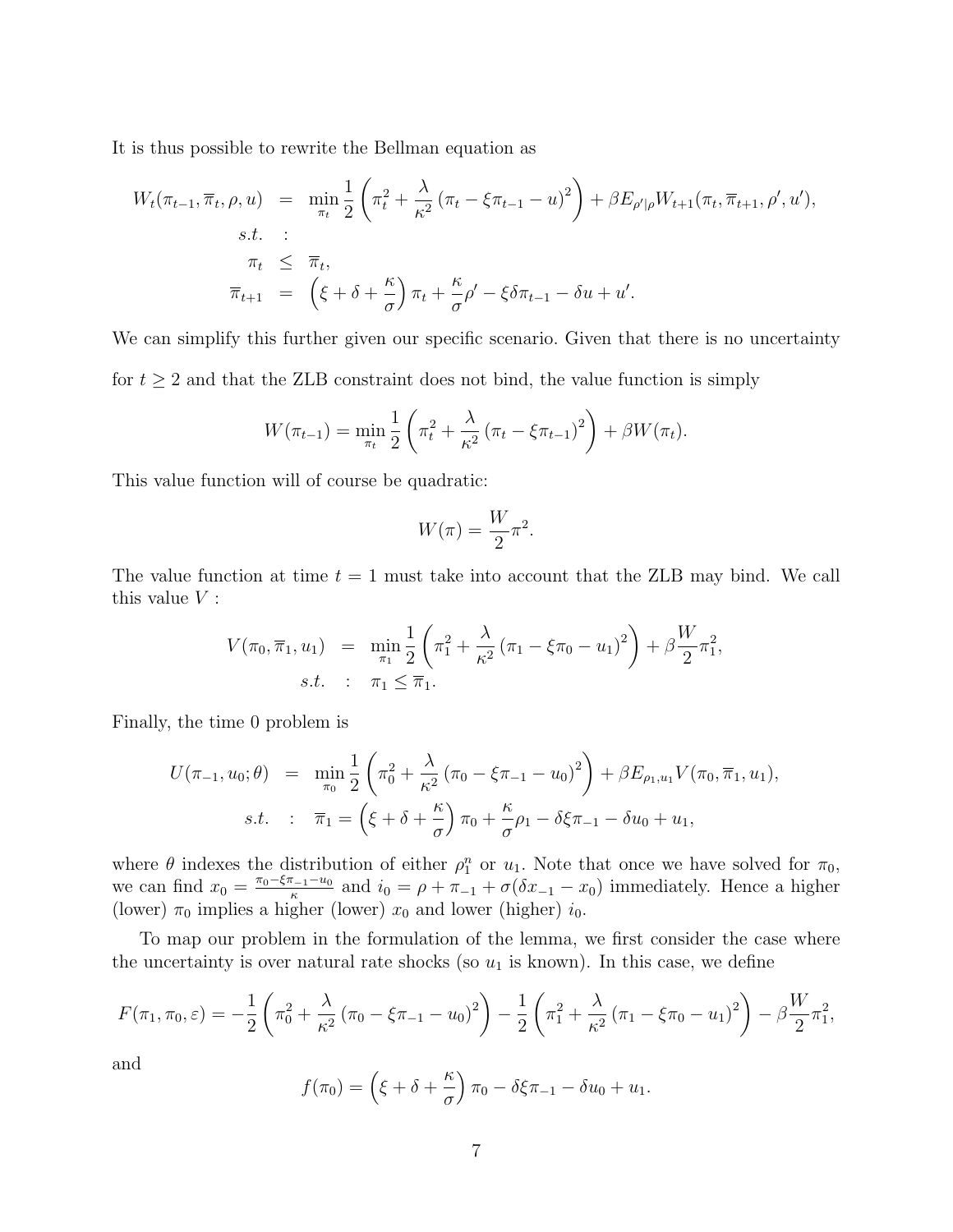It is thus possible to rewrite the Bellman equation as

$$
\begin{aligned}
W_t(\pi_{t-1}, \overline{\pi}_t, \rho, u) &= \min_{\pi_t} \frac{1}{2}\left(\pi_t^2 + \frac{\lambda}{\kappa^2}\left(\pi_t - \xi\pi_{t-1} - u\right)^2\right) + \beta E_{\rho'|\rho} W_{t+1}(\pi_t, \overline{\pi}_{t+1}, \rho', u'), \\
s.t. &\quad : \\
\pi_t &\leq \overline{\pi}_t, \\
\overline{\pi}_{t+1} &= \left(\xi + \delta + \frac{\kappa}{\sigma}\right)\pi_t + \frac{\kappa}{\sigma}\rho' - \xi\delta\pi_{t-1} - \delta u + u'.
\end{aligned}
$$

We can simplify this further given our specific scenario. Given that there is no uncertainty for $t \geq 2$ and that the ZLB constraint does not bind, the value function is simply

$$
W(\pi_{t-1}) = \min_{\pi_t} \frac{1}{2}\left(\pi_t^2 + \frac{\lambda}{\kappa^2}\left(\pi_t - \xi\pi_{t-1}\right)^2\right) + \beta W(\pi_t).
$$

This value function will of course be quadratic:

$$
W(\pi) = \frac{W}{2}\pi^2.
$$

The value function at time $t = 1$ must take into account that the ZLB may bind. We call this value $V$ :

$$
\begin{aligned}
V(\pi_0, \overline{\pi}_1, u_1) &= \min_{\pi_1} \frac{1}{2}\left(\pi_1^2 + \frac{\lambda}{\kappa^2}\left(\pi_1 - \xi\pi_0 - u_1\right)^2\right) + \beta\frac{W}{2}\pi_1^2, \\
s.t. &\quad : \quad \pi_1 \leq \overline{\pi}_1.
\end{aligned}
$$

Finally, the time 0 problem is

$$
\begin{aligned}
U(\pi_{-1}, u_0; \theta) &= \min_{\pi_0} \frac{1}{2}\left(\pi_0^2 + \frac{\lambda}{\kappa^2}\left(\pi_0 - \xi\pi_{-1} - u_0\right)^2\right) + \beta E_{\rho_1, u_1} V(\pi_0, \overline{\pi}_1, u_1), \\
s.t. &\quad : \quad \overline{\pi}_1 = \left(\xi + \delta + \frac{\kappa}{\sigma}\right)\pi_0 + \frac{\kappa}{\sigma}\rho_1 - \delta\xi\pi_{-1} - \delta u_0 + u_1,
\end{aligned}
$$

where $\theta$ indexes the distribution of either $\rho_1^n$ or $u_1$. Note that once we have solved for $\pi_0$, we can find $x_0 = \frac{\pi_0 - \xi\pi_{-1} - u_0}{\kappa}$ and $i_0 = \rho + \pi_{-1} + \sigma(\delta x_{-1} - x_0)$ immediately. Hence a higher (lower) $\pi_0$ implies a higher (lower) $x_0$ and lower (higher) $i_0$.

To map our problem in the formulation of the lemma, we first consider the case where the uncertainty is over natural rate shocks (so $u_1$ is known). In this case, we define

$$
F(\pi_1, \pi_0, \varepsilon) = -\frac{1}{2}\left(\pi_0^2 + \frac{\lambda}{\kappa^2}\left(\pi_0 - \xi\pi_{-1} - u_0\right)^2\right) - \frac{1}{2}\left(\pi_1^2 + \frac{\lambda}{\kappa^2}\left(\pi_1 - \xi\pi_0 - u_1\right)^2\right) - \beta\frac{W}{2}\pi_1^2,
$$

and

$$
f(\pi_0) = \left(\xi + \delta + \frac{\kappa}{\sigma}\right)\pi_0 - \delta\xi\pi_{-1} - \delta u_0 + u_1.
$$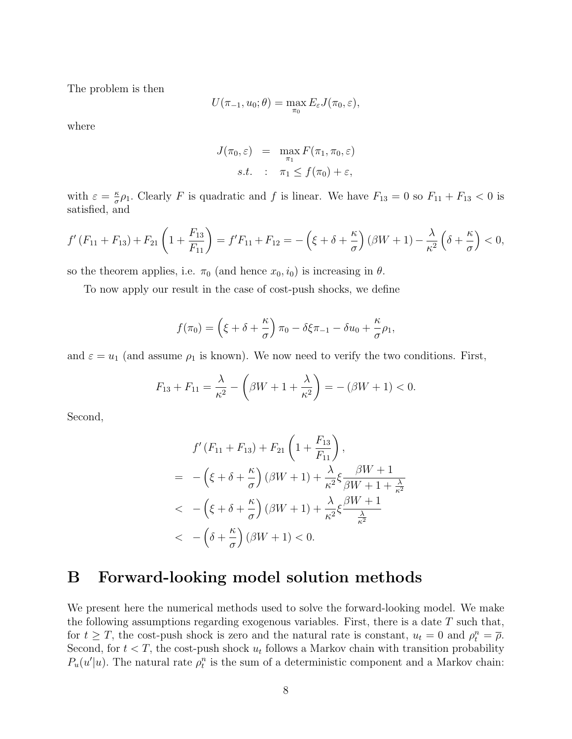The problem is then

$$U(\pi_{-1}, u_0; \theta) = \max_{\pi_0} E_\varepsilon J(\pi_0, \varepsilon),$$

where

$$\begin{aligned}
J(\pi_0, \varepsilon) &= \max_{\pi_1} F(\pi_1, \pi_0, \varepsilon) \\
s.t. &: \pi_1 \leq f(\pi_0) + \varepsilon,
\end{aligned}$$

with $\varepsilon = \frac{\kappa}{\sigma}\rho_1$. Clearly $F$ is quadratic and $f$ is linear. We have $F_{13} = 0$ so $F_{11} + F_{13} < 0$ is satisfied, and

$$f'(F_{11} + F_{13}) + F_{21}\left(1 + \frac{F_{13}}{F_{11}}\right) = f'F_{11} + F_{12} = -\left(\xi + \delta + \frac{\kappa}{\sigma}\right)(\beta W + 1) - \frac{\lambda}{\kappa^2}\left(\delta + \frac{\kappa}{\sigma}\right) < 0,$$

so the theorem applies, i.e. $\pi_0$ (and hence $x_0, i_0$) is increasing in $\theta$.

To now apply our result in the case of cost-push shocks, we define

$$f(\pi_0) = \left(\xi + \delta + \frac{\kappa}{\sigma}\right)\pi_0 - \delta\xi\pi_{-1} - \delta u_0 + \frac{\kappa}{\sigma}\rho_1,$$

and $\varepsilon = u_1$ (and assume $\rho_1$ is known). We now need to verify the two conditions. First,

$$F_{13} + F_{11} = \frac{\lambda}{\kappa^2} - \left(\beta W + 1 + \frac{\lambda}{\kappa^2}\right) = -(\beta W + 1) < 0.$$

Second,

$$\begin{aligned}
& f'(F_{11} + F_{13}) + F_{21}\left(1 + \frac{F_{13}}{F_{11}}\right), \\
= \; & -\left(\xi + \delta + \frac{\kappa}{\sigma}\right)(\beta W + 1) + \frac{\lambda}{\kappa^2}\xi\frac{\beta W + 1}{\beta W + 1 + \frac{\lambda}{\kappa^2}} \\
< \; & -\left(\xi + \delta + \frac{\kappa}{\sigma}\right)(\beta W + 1) + \frac{\lambda}{\kappa^2}\xi\frac{\beta W + 1}{\frac{\lambda}{\kappa^2}} \\
< \; & -\left(\delta + \frac{\kappa}{\sigma}\right)(\beta W + 1) < 0.
\end{aligned}$$

# B Forward-looking model solution methods

We present here the numerical methods used to solve the forward-looking model. We make the following assumptions regarding exogenous variables. First, there is a date $T$ such that, for $t \geq T$, the cost-push shock is zero and the natural rate is constant, $u_t = 0$ and $\rho_t^n = \overline{\rho}$. Second, for $t < T$, the cost-push shock $u_t$ follows a Markov chain with transition probability $P_u(u'|u)$. The natural rate $\rho_t^n$ is the sum of a deterministic component and a Markov chain: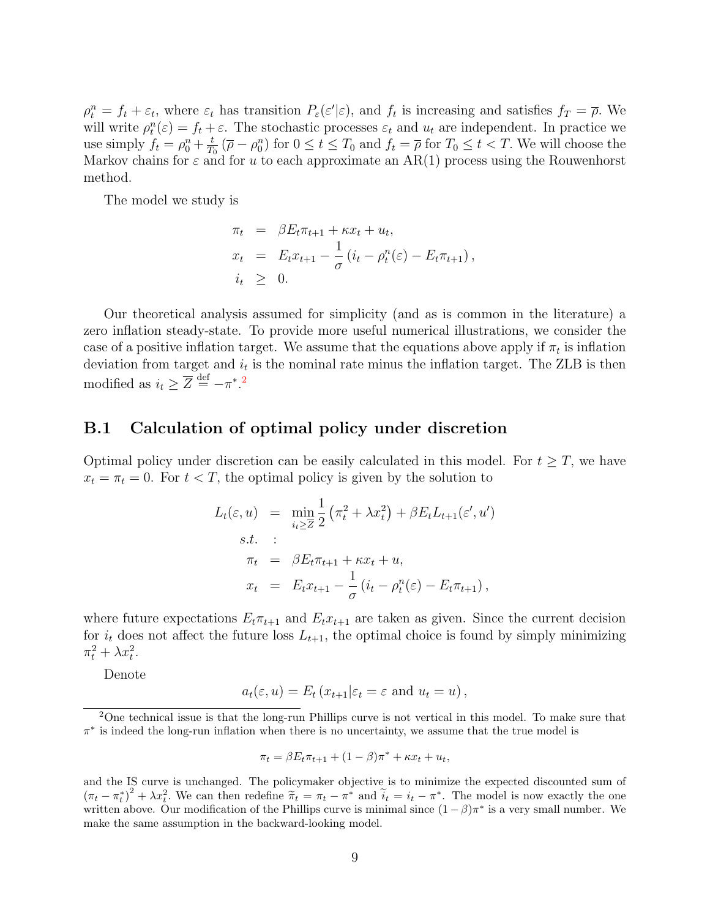$\rho_t^n = f_t + \varepsilon_t$, where $\varepsilon_t$ has transition $P_\varepsilon(\varepsilon'|\varepsilon)$, and $f_t$ is increasing and satisfies $f_T = \overline{\rho}$. We will write $\rho_t^n(\varepsilon) = f_t + \varepsilon$. The stochastic processes $\varepsilon_t$ and $u_t$ are independent. In practice we use simply $f_t = \rho_0^n + \frac{t}{T_0}\left(\overline{\rho} - \rho_0^n\right)$ for $0 \leq t \leq T_0$ and $f_t = \overline{\rho}$ for $T_0 \leq t < T$. We will choose the Markov chains for $\varepsilon$ and for $u$ to each approximate an AR(1) process using the Rouwenhorst method.

The model we study is

$$
\begin{aligned}
\pi_t &= \beta E_t \pi_{t+1} + \kappa x_t + u_t, \\
x_t &= E_t x_{t+1} - \frac{1}{\sigma}\left(i_t - \rho_t^n(\varepsilon) - E_t \pi_{t+1}\right), \\
i_t &\geq 0.
\end{aligned}
$$

Our theoretical analysis assumed for simplicity (and as is common in the literature) a zero inflation steady-state. To provide more useful numerical illustrations, we consider the case of a positive inflation target. We assume that the equations above apply if $\pi_t$ is inflation deviation from target and $i_t$ is the nominal rate minus the inflation target. The ZLB is then modified as $i_t \geq \overline{Z} \stackrel{\text{def}}{=} -\pi^*$.[2]

## B.1 Calculation of optimal policy under discretion

Optimal policy under discretion can be easily calculated in this model. For $t \geq T$, we have $x_t = \pi_t = 0$. For $t < T$, the optimal policy is given by the solution to

$$
\begin{aligned}
L_t(\varepsilon, u) &= \min_{i_t \geq \overline{Z}} \frac{1}{2}\left(\pi_t^2 + \lambda x_t^2\right) + \beta E_t L_{t+1}(\varepsilon', u') \\
s.t. &: \\
\pi_t &= \beta E_t \pi_{t+1} + \kappa x_t + u, \\
x_t &= E_t x_{t+1} - \frac{1}{\sigma}\left(i_t - \rho_t^n(\varepsilon) - E_t \pi_{t+1}\right),
\end{aligned}
$$

where future expectations $E_t \pi_{t+1}$ and $E_t x_{t+1}$ are taken as given. Since the current decision for $i_t$ does not affect the future loss $L_{t+1}$, the optimal choice is found by simply minimizing $\pi_t^2 + \lambda x_t^2$.

Denote

$$
a_t(\varepsilon, u) = E_t\left(x_{t+1} | \varepsilon_t = \varepsilon \text{ and } u_t = u\right),
$$

[2] One technical issue is that the long-run Phillips curve is not vertical in this model. To make sure that $\pi^*$ is indeed the long-run inflation when there is no uncertainty, we assume that the true model is

$$
\pi_t = \beta E_t \pi_{t+1} + (1 - \beta)\pi^* + \kappa x_t + u_t,
$$

and the IS curve is unchanged. The policymaker objective is to minimize the expected discounted sum of $\left(\pi_t - \pi_t^*\right)^2 + \lambda x_t^2$. We can then redefine $\widetilde{\pi}_t = \pi_t - \pi^*$ and $\widetilde{i}_t = i_t - \pi^*$. The model is now exactly the one written above. Our modification of the Phillips curve is minimal since $(1 - \beta)\pi^*$ is a very small number. We make the same assumption in the backward-looking model.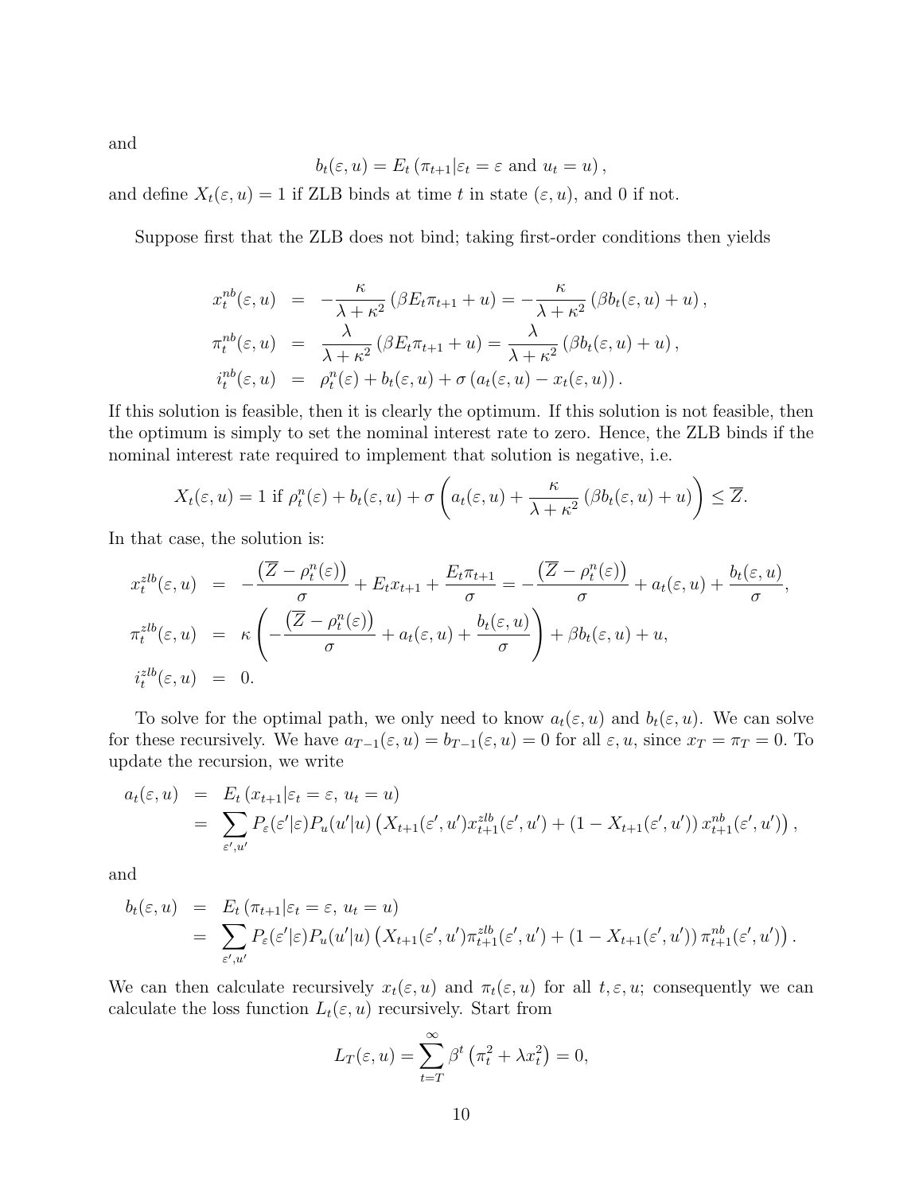and

$$b_t(\varepsilon, u) = E_t\left(\pi_{t+1} | \varepsilon_t = \varepsilon \text{ and } u_t = u\right),$$

and define $X_t(\varepsilon, u) = 1$ if ZLB binds at time $t$ in state $(\varepsilon, u)$, and 0 if not.

Suppose first that the ZLB does not bind; taking first-order conditions then yields

$$
\begin{aligned}
x_t^{nb}(\varepsilon, u) &= -\frac{\kappa}{\lambda + \kappa^2}\left(\beta E_t \pi_{t+1} + u\right) = -\frac{\kappa}{\lambda + \kappa^2}\left(\beta b_t(\varepsilon, u) + u\right), \\
\pi_t^{nb}(\varepsilon, u) &= \frac{\lambda}{\lambda + \kappa^2}\left(\beta E_t \pi_{t+1} + u\right) = \frac{\lambda}{\lambda + \kappa^2}\left(\beta b_t(\varepsilon, u) + u\right), \\
i_t^{nb}(\varepsilon, u) &= \rho_t^n(\varepsilon) + b_t(\varepsilon, u) + \sigma\left(a_t(\varepsilon, u) - x_t(\varepsilon, u)\right).
\end{aligned}
$$

If this solution is feasible, then it is clearly the optimum. If this solution is not feasible, then the optimum is simply to set the nominal interest rate to zero. Hence, the ZLB binds if the nominal interest rate required to implement that solution is negative, i.e.

$$X_t(\varepsilon, u) = 1 \text{ if } \rho_t^n(\varepsilon) + b_t(\varepsilon, u) + \sigma\left(a_t(\varepsilon, u) + \frac{\kappa}{\lambda + \kappa^2}\left(\beta b_t(\varepsilon, u) + u\right)\right) \leq \overline{Z}.$$

In that case, the solution is:

$$
\begin{aligned}
x_t^{zlb}(\varepsilon, u) &= -\frac{\left(\overline{Z} - \rho_t^n(\varepsilon)\right)}{\sigma} + E_t x_{t+1} + \frac{E_t \pi_{t+1}}{\sigma} = -\frac{\left(\overline{Z} - \rho_t^n(\varepsilon)\right)}{\sigma} + a_t(\varepsilon, u) + \frac{b_t(\varepsilon, u)}{\sigma}, \\
\pi_t^{zlb}(\varepsilon, u) &= \kappa\left(-\frac{\left(\overline{Z} - \rho_t^n(\varepsilon)\right)}{\sigma} + a_t(\varepsilon, u) + \frac{b_t(\varepsilon, u)}{\sigma}\right) + \beta b_t(\varepsilon, u) + u, \\
i_t^{zlb}(\varepsilon, u) &= 0.
\end{aligned}
$$

To solve for the optimal path, we only need to know $a_t(\varepsilon, u)$ and $b_t(\varepsilon, u)$. We can solve for these recursively. We have $a_{T-1}(\varepsilon, u) = b_{T-1}(\varepsilon, u) = 0$ for all $\varepsilon, u$, since $x_T = \pi_T = 0$. To update the recursion, we write

$$
\begin{aligned}
a_t(\varepsilon, u) &= E_t\left(x_{t+1} | \varepsilon_t = \varepsilon,\, u_t = u\right) \\
&= \sum_{\varepsilon', u'} P_\varepsilon(\varepsilon'|\varepsilon) P_u(u'|u)\left(X_{t+1}(\varepsilon', u') x_{t+1}^{zlb}(\varepsilon', u') + \left(1 - X_{t+1}(\varepsilon', u')\right) x_{t+1}^{nb}(\varepsilon', u')\right),
\end{aligned}
$$

and

$$
\begin{aligned}
b_t(\varepsilon, u) &= E_t\left(\pi_{t+1} | \varepsilon_t = \varepsilon,\, u_t = u\right) \\
&= \sum_{\varepsilon', u'} P_\varepsilon(\varepsilon'|\varepsilon) P_u(u'|u)\left(X_{t+1}(\varepsilon', u') \pi_{t+1}^{zlb}(\varepsilon', u') + \left(1 - X_{t+1}(\varepsilon', u')\right) \pi_{t+1}^{nb}(\varepsilon', u')\right).
\end{aligned}
$$

We can then calculate recursively $x_t(\varepsilon, u)$ and $\pi_t(\varepsilon, u)$ for all $t, \varepsilon, u$; consequently we can calculate the loss function $L_t(\varepsilon, u)$ recursively. Start from

$$L_T(\varepsilon, u) = \sum_{t=T}^{\infty} \beta^t\left(\pi_t^2 + \lambda x_t^2\right) = 0,$$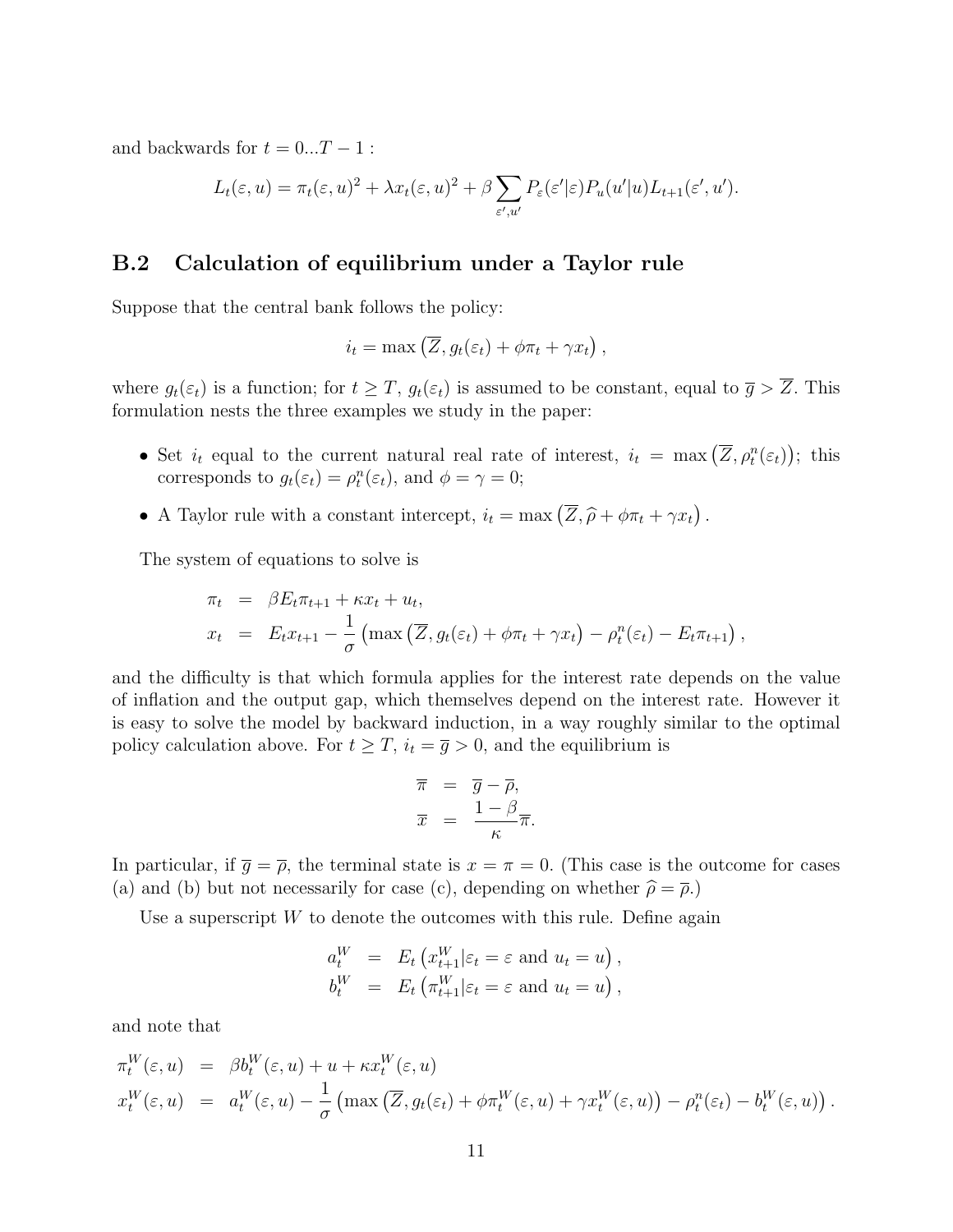and backwards for $t = 0...T-1$ :

$$L_t(\varepsilon, u) = \pi_t(\varepsilon, u)^2 + \lambda x_t(\varepsilon, u)^2 + \beta \sum_{\varepsilon', u'} P_\varepsilon(\varepsilon'|\varepsilon) P_u(u'|u) L_{t+1}(\varepsilon', u').$$

### B.2 Calculation of equilibrium under a Taylor rule

Suppose that the central bank follows the policy:

$$i_t = \max\left(\overline{Z}, g_t(\varepsilon_t) + \phi \pi_t + \gamma x_t\right),$$

where $g_t(\varepsilon_t)$ is a function; for $t \geq T$, $g_t(\varepsilon_t)$ is assumed to be constant, equal to $\overline{g} > \overline{Z}$. This formulation nests the three examples we study in the paper:

- Set $i_t$ equal to the current natural real rate of interest, $i_t = \max\left(\overline{Z}, \rho_t^n(\varepsilon_t)\right)$; this corresponds to $g_t(\varepsilon_t) = \rho_t^n(\varepsilon_t)$, and $\phi = \gamma = 0$;
- A Taylor rule with a constant intercept, $i_t = \max\left(\overline{Z}, \widehat{\rho} + \phi \pi_t + \gamma x_t\right)$.

The system of equations to solve is

$$\begin{aligned}
\pi_t &= \beta E_t \pi_{t+1} + \kappa x_t + u_t, \\
x_t &= E_t x_{t+1} - \frac{1}{\sigma}\left(\max\left(\overline{Z}, g_t(\varepsilon_t) + \phi \pi_t + \gamma x_t\right) - \rho_t^n(\varepsilon_t) - E_t \pi_{t+1}\right),
\end{aligned}$$

and the difficulty is that which formula applies for the interest rate depends on the value of inflation and the output gap, which themselves depend on the interest rate. However it is easy to solve the model by backward induction, in a way roughly similar to the optimal policy calculation above. For $t \geq T$, $i_t = \overline{g} > 0$, and the equilibrium is

$$\begin{aligned}
\overline{\pi} &= \overline{g} - \overline{\rho}, \\
\overline{x} &= \frac{1-\beta}{\kappa} \overline{\pi}.
\end{aligned}$$

In particular, if $\overline{g} = \overline{\rho}$, the terminal state is $x = \pi = 0$. (This case is the outcome for cases (a) and (b) but not necessarily for case (c), depending on whether $\widehat{\rho} = \overline{\rho}$.)

Use a superscript $W$ to denote the outcomes with this rule. Define again

$$\begin{aligned}
a_t^W &= E_t\left(x_{t+1}^W | \varepsilon_t = \varepsilon \text{ and } u_t = u\right), \\
b_t^W &= E_t\left(\pi_{t+1}^W | \varepsilon_t = \varepsilon \text{ and } u_t = u\right),
\end{aligned}$$

and note that

$$\begin{aligned}
\pi_t^W(\varepsilon, u) &= \beta b_t^W(\varepsilon, u) + u + \kappa x_t^W(\varepsilon, u) \\
x_t^W(\varepsilon, u) &= a_t^W(\varepsilon, u) - \frac{1}{\sigma}\left(\max\left(\overline{Z}, g_t(\varepsilon_t) + \phi \pi_t^W(\varepsilon, u) + \gamma x_t^W(\varepsilon, u)\right) - \rho_t^n(\varepsilon_t) - b_t^W(\varepsilon, u)\right).
\end{aligned}$$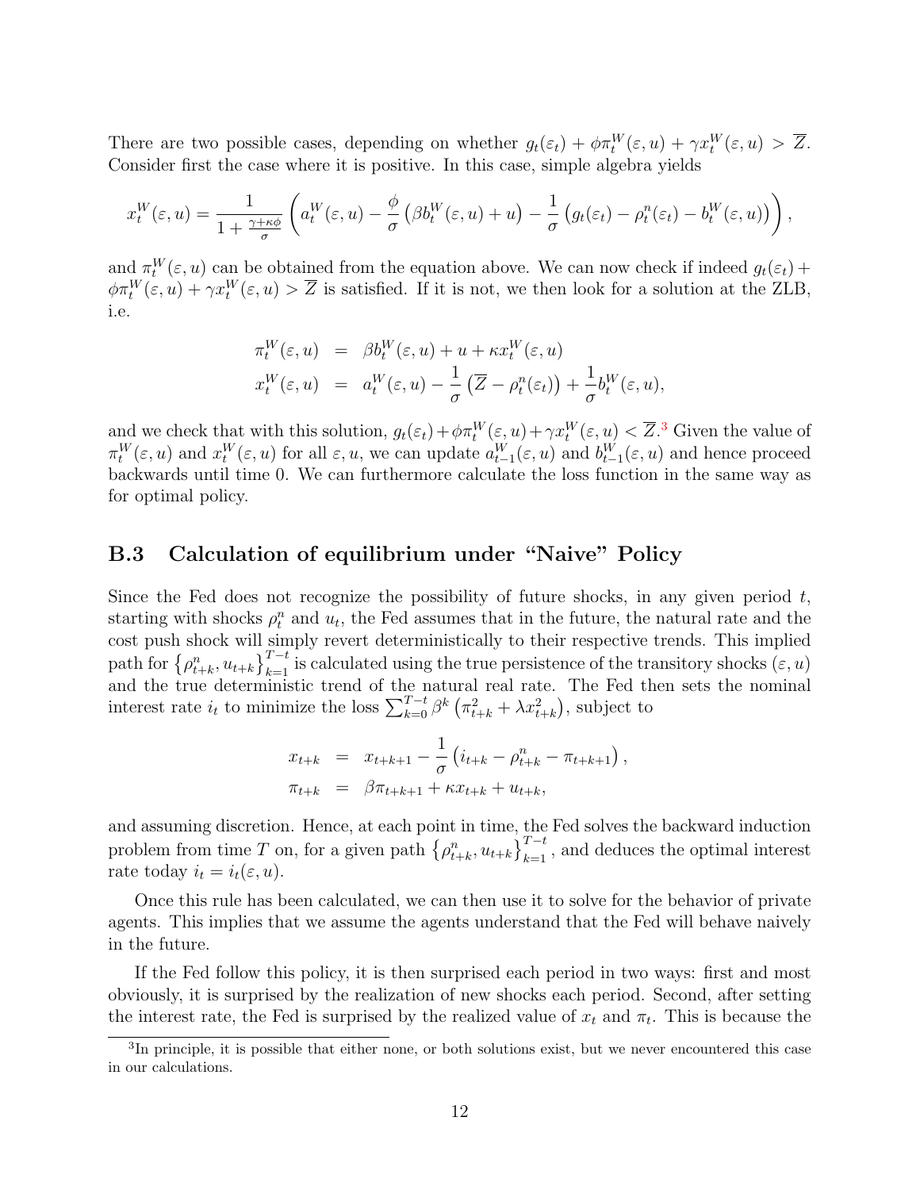There are two possible cases, depending on whether $g_t(\varepsilon_t) + \phi\pi_t^W(\varepsilon, u) + \gamma x_t^W(\varepsilon, u) > \overline{Z}$. Consider first the case where it is positive. In this case, simple algebra yields

$$x_t^W(\varepsilon, u) = \frac{1}{1 + \frac{\gamma + \kappa\phi}{\sigma}} \left( a_t^W(\varepsilon, u) - \frac{\phi}{\sigma}\left(\beta b_t^W(\varepsilon, u) + u\right) - \frac{1}{\sigma}\left(g_t(\varepsilon_t) - \rho_t^n(\varepsilon_t) - b_t^W(\varepsilon, u)\right)\right),$$

and $\pi_t^W(\varepsilon, u)$ can be obtained from the equation above. We can now check if indeed $g_t(\varepsilon_t) + \phi\pi_t^W(\varepsilon, u) + \gamma x_t^W(\varepsilon, u) > \overline{Z}$ is satisfied. If it is not, we then look for a solution at the ZLB, i.e.

$$\begin{aligned}
\pi_t^W(\varepsilon, u) &= \beta b_t^W(\varepsilon, u) + u + \kappa x_t^W(\varepsilon, u) \\
x_t^W(\varepsilon, u) &= a_t^W(\varepsilon, u) - \frac{1}{\sigma}\left(\overline{Z} - \rho_t^n(\varepsilon_t)\right) + \frac{1}{\sigma} b_t^W(\varepsilon, u),
\end{aligned}$$

and we check that with this solution, $g_t(\varepsilon_t) + \phi\pi_t^W(\varepsilon, u) + \gamma x_t^W(\varepsilon, u) < \overline{Z}$.[3] Given the value of $\pi_t^W(\varepsilon, u)$ and $x_t^W(\varepsilon, u)$ for all $\varepsilon, u$, we can update $a_{t-1}^W(\varepsilon, u)$ and $b_{t-1}^W(\varepsilon, u)$ and hence proceed backwards until time 0. We can furthermore calculate the loss function in the same way as for optimal policy.

## B.3 Calculation of equilibrium under "Naive" Policy

Since the Fed does not recognize the possibility of future shocks, in any given period $t$, starting with shocks $\rho_t^n$ and $u_t$, the Fed assumes that in the future, the natural rate and the cost push shock will simply revert deterministically to their respective trends. This implied path for $\left\{\rho_{t+k}^n, u_{t+k}\right\}_{k=1}^{T-t}$ is calculated using the true persistence of the transitory shocks $(\varepsilon, u)$ and the true deterministic trend of the natural real rate. The Fed then sets the nominal interest rate $i_t$ to minimize the loss $\sum_{k=0}^{T-t} \beta^k \left(\pi_{t+k}^2 + \lambda x_{t+k}^2\right)$, subject to

$$\begin{aligned}
x_{t+k} &= x_{t+k+1} - \frac{1}{\sigma}\left(i_{t+k} - \rho_{t+k}^n - \pi_{t+k+1}\right), \\
\pi_{t+k} &= \beta\pi_{t+k+1} + \kappa x_{t+k} + u_{t+k},
\end{aligned}$$

and assuming discretion. Hence, at each point in time, the Fed solves the backward induction problem from time $T$ on, for a given path $\left\{\rho_{t+k}^n, u_{t+k}\right\}_{k=1}^{T-t}$, and deduces the optimal interest rate today $i_t = i_t(\varepsilon, u)$.

Once this rule has been calculated, we can then use it to solve for the behavior of private agents. This implies that we assume the agents understand that the Fed will behave naively in the future.

If the Fed follow this policy, it is then surprised each period in two ways: first and most obviously, it is surprised by the realization of new shocks each period. Second, after setting the interest rate, the Fed is surprised by the realized value of $x_t$ and $\pi_t$. This is because the

[3] In principle, it is possible that either none, or both solutions exist, but we never encountered this case in our calculations.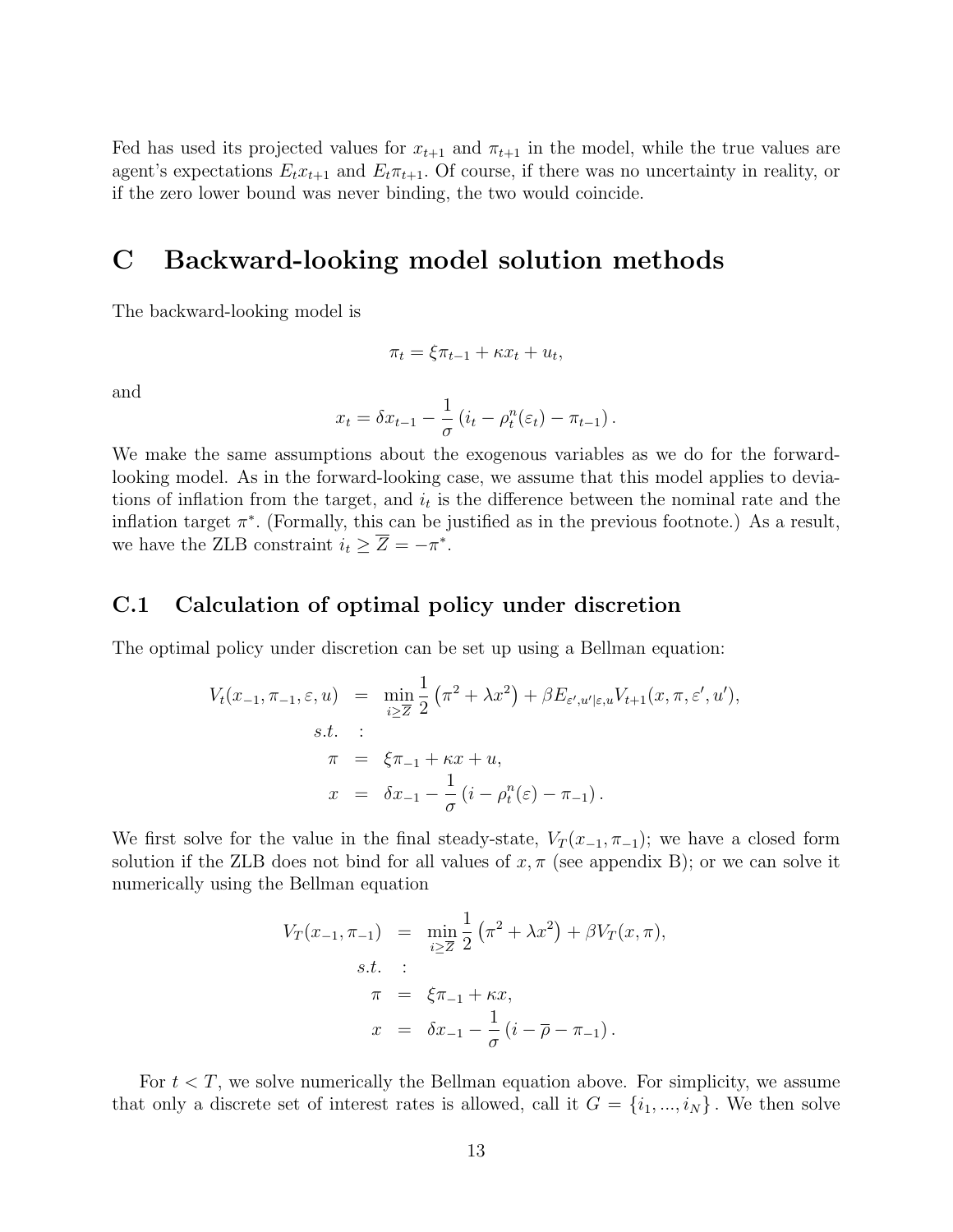Fed has used its projected values for $x_{t+1}$ and $\pi_{t+1}$ in the model, while the true values are agent's expectations $E_t x_{t+1}$ and $E_t \pi_{t+1}$. Of course, if there was no uncertainty in reality, or if the zero lower bound was never binding, the two would coincide.

# C Backward-looking model solution methods

The backward-looking model is

$$\pi_t = \xi \pi_{t-1} + \kappa x_t + u_t,$$

and

$$x_t = \delta x_{t-1} - \frac{1}{\sigma} \left( i_t - \rho_t^n(\varepsilon_t) - \pi_{t-1} \right).$$

We make the same assumptions about the exogenous variables as we do for the forward-looking model. As in the forward-looking case, we assume that this model applies to deviations of inflation from the target, and $i_t$ is the difference between the nominal rate and the inflation target $\pi^*$. (Formally, this can be justified as in the previous footnote.) As a result, we have the ZLB constraint $i_t \geq \overline{Z} = -\pi^*$.

## C.1 Calculation of optimal policy under discretion

The optimal policy under discretion can be set up using a Bellman equation:

$$\begin{aligned}
V_t(x_{-1}, \pi_{-1}, \varepsilon, u) &= \min_{i \geq \overline{Z}} \frac{1}{2} \left( \pi^2 + \lambda x^2 \right) + \beta E_{\varepsilon', u' | \varepsilon, u} V_{t+1}(x, \pi, \varepsilon', u'), \\
s.t. &: \\
\pi &= \xi \pi_{-1} + \kappa x + u, \\
x &= \delta x_{-1} - \frac{1}{\sigma} \left( i - \rho_t^n(\varepsilon) - \pi_{-1} \right).
\end{aligned}$$

We first solve for the value in the final steady-state, $V_T(x_{-1}, \pi_{-1})$; we have a closed form solution if the ZLB does not bind for all values of $x, \pi$ (see appendix B); or we can solve it numerically using the Bellman equation

$$\begin{aligned}
V_T(x_{-1}, \pi_{-1}) &= \min_{i \geq \overline{Z}} \frac{1}{2} \left( \pi^2 + \lambda x^2 \right) + \beta V_T(x, \pi), \\
s.t. &: \\
\pi &= \xi \pi_{-1} + \kappa x, \\
x &= \delta x_{-1} - \frac{1}{\sigma} \left( i - \overline{\rho} - \pi_{-1} \right).
\end{aligned}$$

For $t < T$, we solve numerically the Bellman equation above. For simplicity, we assume that only a discrete set of interest rates is allowed, call it $G = \{i_1, ..., i_N\}$. We then solve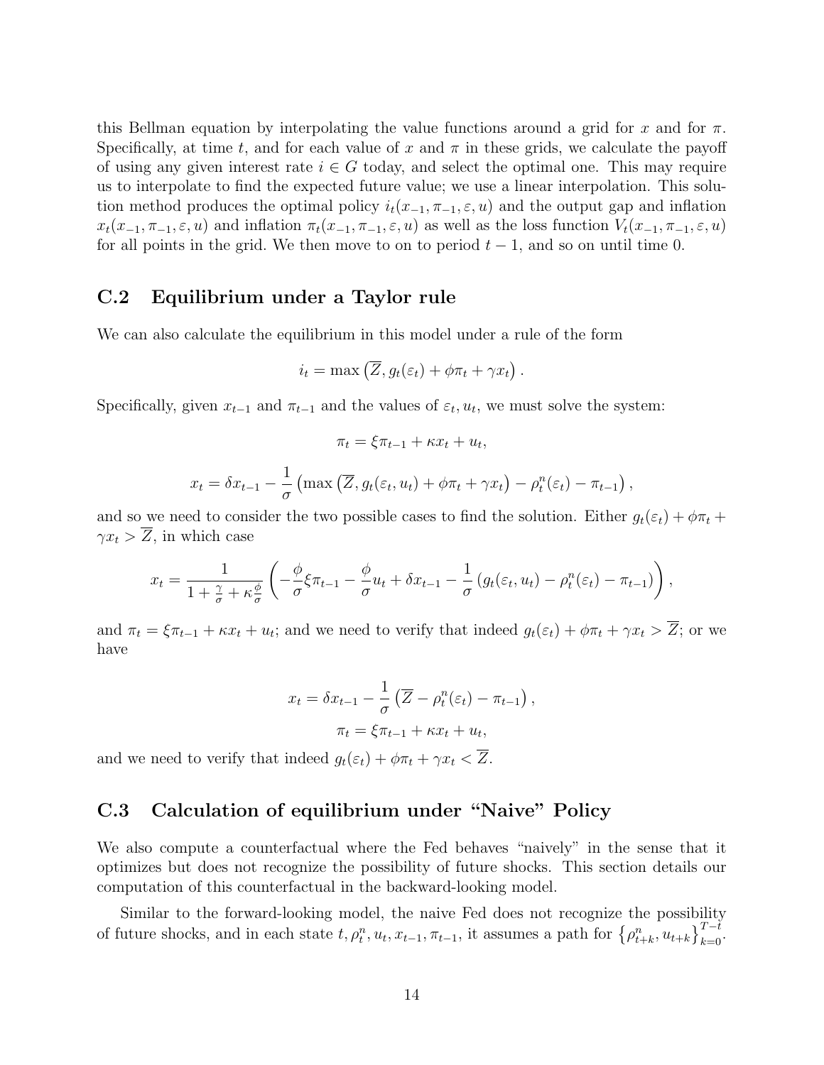this Bellman equation by interpolating the value functions around a grid for $x$ and for $\pi$. Specifically, at time $t$, and for each value of $x$ and $\pi$ in these grids, we calculate the payoff of using any given interest rate $i \in G$ today, and select the optimal one. This may require us to interpolate to find the expected future value; we use a linear interpolation. This solution method produces the optimal policy $i_t(x_{-1}, \pi_{-1}, \varepsilon, u)$ and the output gap and inflation $x_t(x_{-1}, \pi_{-1}, \varepsilon, u)$ and inflation $\pi_t(x_{-1}, \pi_{-1}, \varepsilon, u)$ as well as the loss function $V_t(x_{-1}, \pi_{-1}, \varepsilon, u)$ for all points in the grid. We then move to on to period $t-1$, and so on until time 0.

## C.2 Equilibrium under a Taylor rule

We can also calculate the equilibrium in this model under a rule of the form

$$i_t = \max\left(\overline{Z}, g_t(\varepsilon_t) + \phi\pi_t + \gamma x_t\right).$$

Specifically, given $x_{t-1}$ and $\pi_{t-1}$ and the values of $\varepsilon_t, u_t$, we must solve the system:

$$\pi_t = \xi\pi_{t-1} + \kappa x_t + u_t,$$

$$x_t = \delta x_{t-1} - \frac{1}{\sigma}\left(\max\left(\overline{Z}, g_t(\varepsilon_t, u_t) + \phi\pi_t + \gamma x_t\right) - \rho_t^n(\varepsilon_t) - \pi_{t-1}\right),$$

and so we need to consider the two possible cases to find the solution. Either $g_t(\varepsilon_t) + \phi\pi_t + \gamma x_t > \overline{Z}$, in which case

$$x_t = \frac{1}{1 + \frac{\gamma}{\sigma} + \kappa\frac{\phi}{\sigma}}\left(-\frac{\phi}{\sigma}\xi\pi_{t-1} - \frac{\phi}{\sigma}u_t + \delta x_{t-1} - \frac{1}{\sigma}\left(g_t(\varepsilon_t, u_t) - \rho_t^n(\varepsilon_t) - \pi_{t-1}\right)\right),$$

and $\pi_t = \xi\pi_{t-1} + \kappa x_t + u_t$; and we need to verify that indeed $g_t(\varepsilon_t) + \phi\pi_t + \gamma x_t > \overline{Z}$; or we have

$$x_t = \delta x_{t-1} - \frac{1}{\sigma}\left(\overline{Z} - \rho_t^n(\varepsilon_t) - \pi_{t-1}\right),$$

$$\pi_t = \xi\pi_{t-1} + \kappa x_t + u_t,$$

and we need to verify that indeed $g_t(\varepsilon_t) + \phi\pi_t + \gamma x_t < \overline{Z}$.

## C.3 Calculation of equilibrium under "Naive" Policy

We also compute a counterfactual where the Fed behaves "naively" in the sense that it optimizes but does not recognize the possibility of future shocks. This section details our computation of this counterfactual in the backward-looking model.

Similar to the forward-looking model, the naive Fed does not recognize the possibility of future shocks, and in each state $t, \rho_t^n, u_t, x_{t-1}, \pi_{t-1}$, it assumes a path for $\left\{\rho_{t+k}^n, u_{t+k}\right\}_{k=0}^{T-t}$.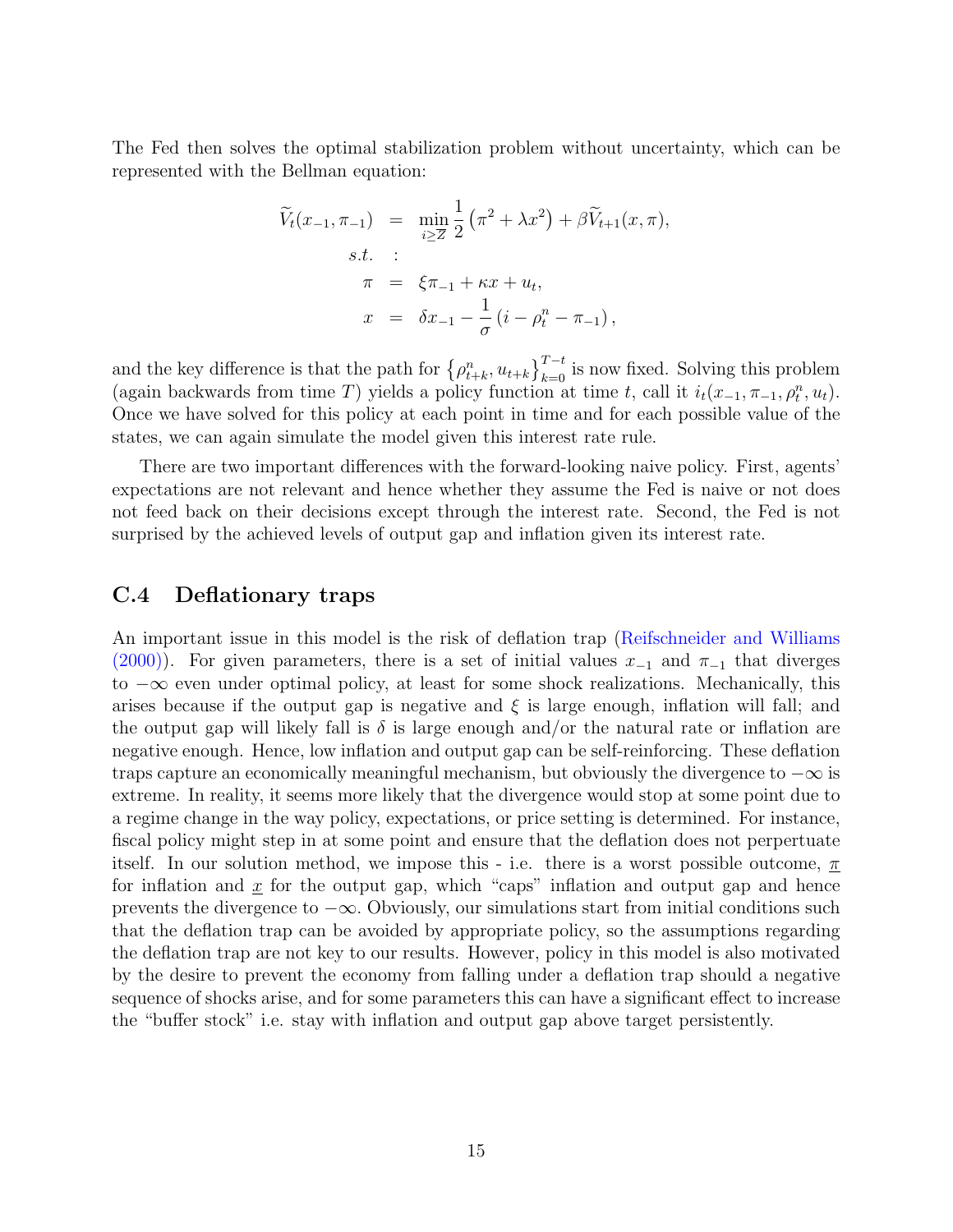The Fed then solves the optimal stabilization problem without uncertainty, which can be represented with the Bellman equation:

$$
\begin{aligned}
\widetilde{V}_t(x_{-1},\pi_{-1}) &= \min_{i\geq \overline{Z}} \frac{1}{2}\left(\pi^2+\lambda x^2\right)+\beta \widetilde{V}_{t+1}(x,\pi), \\
s.t. &: \\
\pi &= \xi\pi_{-1}+\kappa x+u_t, \\
x &= \delta x_{-1}-\frac{1}{\sigma}\left(i-\rho_t^n-\pi_{-1}\right),
\end{aligned}
$$

and the key difference is that the path for $\left\{\rho_{t+k}^n, u_{t+k}\right\}_{k=0}^{T-t}$ is now fixed. Solving this problem (again backwards from time $T$) yields a policy function at time $t$, call it $i_t(x_{-1},\pi_{-1},\rho_t^n,u_t)$. Once we have solved for this policy at each point in time and for each possible value of the states, we can again simulate the model given this interest rate rule.

There are two important differences with the forward-looking naive policy. First, agents' expectations are not relevant and hence whether they assume the Fed is naive or not does not feed back on their decisions except through the interest rate. Second, the Fed is not surprised by the achieved levels of output gap and inflation given its interest rate.

## C.4 Deflationary traps

An important issue in this model is the risk of deflation trap (Reifschneider and Williams (2000)). For given parameters, there is a set of initial values $x_{-1}$ and $\pi_{-1}$ that diverges to $-\infty$ even under optimal policy, at least for some shock realizations. Mechanically, this arises because if the output gap is negative and $\xi$ is large enough, inflation will fall; and the output gap will likely fall is $\delta$ is large enough and/or the natural rate or inflation are negative enough. Hence, low inflation and output gap can be self-reinforcing. These deflation traps capture an economically meaningful mechanism, but obviously the divergence to $-\infty$ is extreme. In reality, it seems more likely that the divergence would stop at some point due to a regime change in the way policy, expectations, or price setting is determined. For instance, fiscal policy might step in at some point and ensure that the deflation does not perpertuate itself. In our solution method, we impose this - i.e. there is a worst possible outcome, $\underline{\pi}$ for inflation and $\underline{x}$ for the output gap, which "caps" inflation and output gap and hence prevents the divergence to $-\infty$. Obviously, our simulations start from initial conditions such that the deflation trap can be avoided by appropriate policy, so the assumptions regarding the deflation trap are not key to our results. However, policy in this model is also motivated by the desire to prevent the economy from falling under a deflation trap should a negative sequence of shocks arise, and for some parameters this can have a significant effect to increase the "buffer stock" i.e. stay with inflation and output gap above target persistently.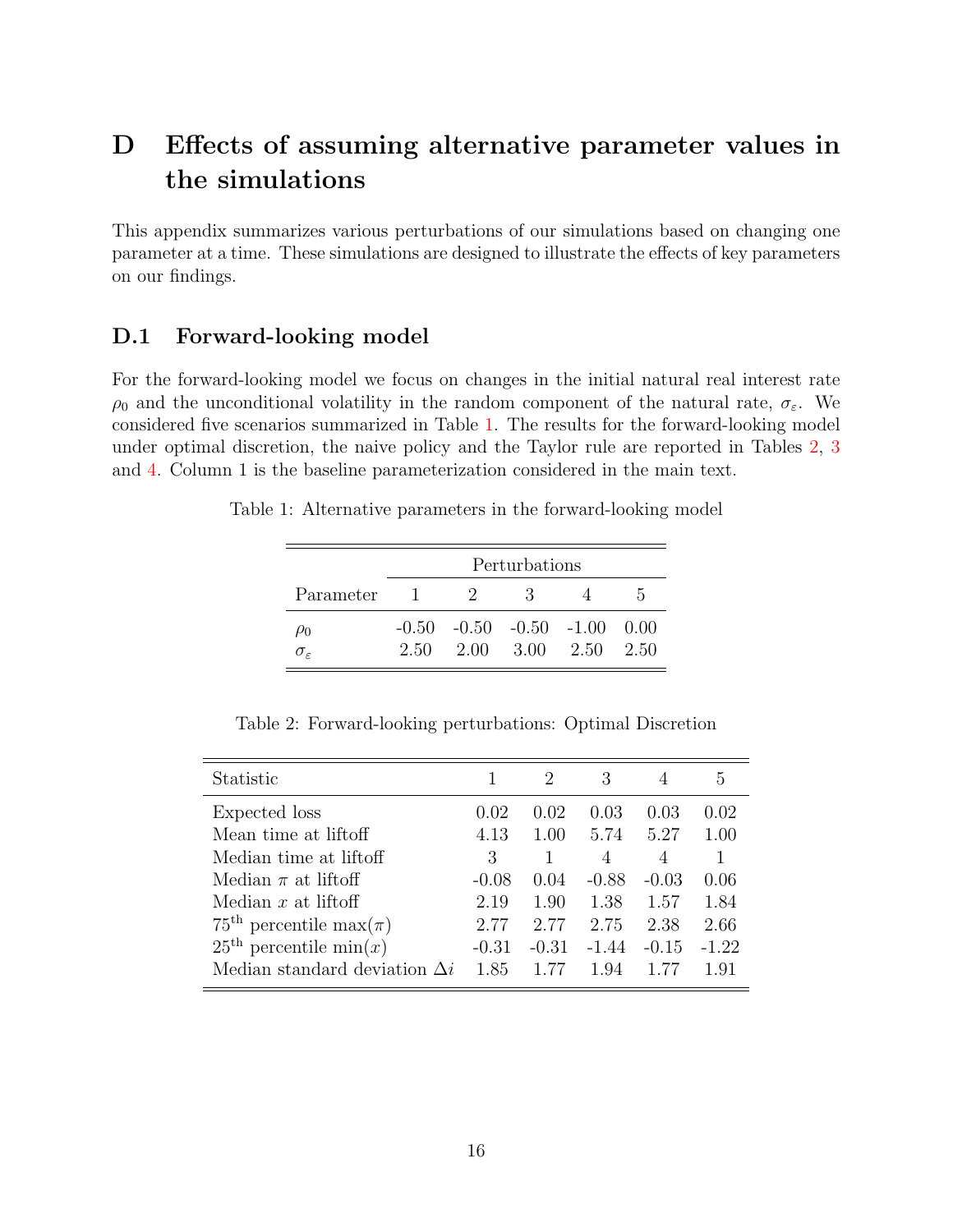# D Effects of assuming alternative parameter values in the simulations

This appendix summarizes various perturbations of our simulations based on changing one parameter at a time. These simulations are designed to illustrate the effects of key parameters on our findings.

## D.1 Forward-looking model

For the forward-looking model we focus on changes in the initial natural real interest rate $\rho_0$ and the unconditional volatility in the random component of the natural rate, $\sigma_\varepsilon$. We considered five scenarios summarized in Table 1. The results for the forward-looking model under optimal discretion, the naive policy and the Taylor rule are reported in Tables 2, 3 and 4. Column 1 is the baseline parameterization considered in the main text.

Table 1: Alternative parameters in the forward-looking model

| | Perturbations | | | | |
|---|---|---|---|---|---|
| Parameter | 1 | 2 | 3 | 4 | 5 |
| $\rho_0$ | -0.50 | -0.50 | -0.50 | -1.00 | 0.00 |
| $\sigma_\varepsilon$ | 2.50 | 2.00 | 3.00 | 2.50 | 2.50 |

Table 2: Forward-looking perturbations: Optimal Discretion

| Statistic | 1 | 2 | 3 | 4 | 5 |
|---|---|---|---|---|---|
| Expected loss | 0.02 | 0.02 | 0.03 | 0.03 | 0.02 |
| Mean time at liftoff | 4.13 | 1.00 | 5.74 | 5.27 | 1.00 |
| Median time at liftoff | 3 | 1 | 4 | 4 | 1 |
| Median $\pi$ at liftoff | -0.08 | 0.04 | -0.88 | -0.03 | 0.06 |
| Median $x$ at liftoff | 2.19 | 1.90 | 1.38 | 1.57 | 1.84 |
| $75^{\text{th}}$ percentile $\max(\pi)$ | 2.77 | 2.77 | 2.75 | 2.38 | 2.66 |
| $25^{\text{th}}$ percentile $\min(x)$ | -0.31 | -0.31 | -1.44 | -0.15 | -1.22 |
| Median standard deviation $\Delta i$ | 1.85 | 1.77 | 1.94 | 1.77 | 1.91 |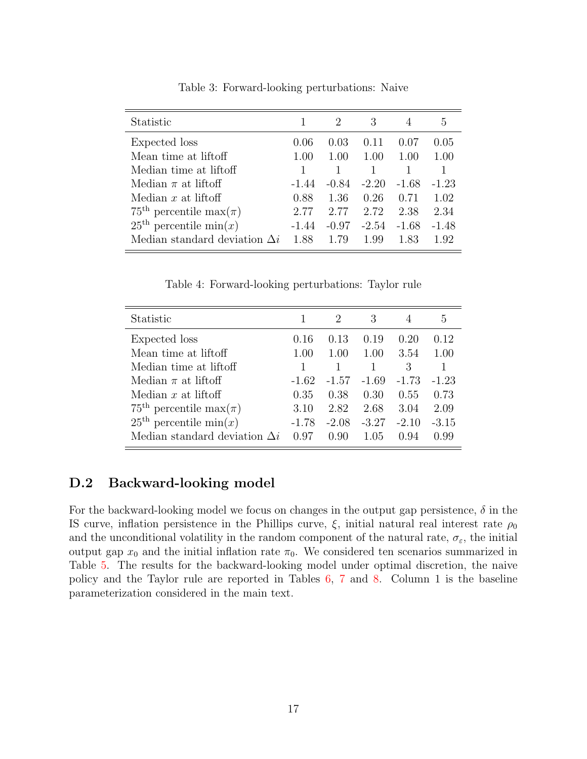Table 3: Forward-looking perturbations: Naive

| Statistic | 1 | 2 | 3 | 4 | 5 |
|---|---|---|---|---|---|
| Expected loss | 0.06 | 0.03 | 0.11 | 0.07 | 0.05 |
| Mean time at liftoff | 1.00 | 1.00 | 1.00 | 1.00 | 1.00 |
| Median time at liftoff | 1 | 1 | 1 | 1 | 1 |
| Median $\pi$ at liftoff | -1.44 | -0.84 | -2.20 | -1.68 | -1.23 |
| Median $x$ at liftoff | 0.88 | 1.36 | 0.26 | 0.71 | 1.02 |
| $75^{\text{th}}$ percentile $\max(\pi)$ | 2.77 | 2.77 | 2.72 | 2.38 | 2.34 |
| $25^{\text{th}}$ percentile $\min(x)$ | -1.44 | -0.97 | -2.54 | -1.68 | -1.48 |
| Median standard deviation $\Delta i$ | 1.88 | 1.79 | 1.99 | 1.83 | 1.92 |

Table 4: Forward-looking perturbations: Taylor rule

| Statistic | 1 | 2 | 3 | 4 | 5 |
|---|---|---|---|---|---|
| Expected loss | 0.16 | 0.13 | 0.19 | 0.20 | 0.12 |
| Mean time at liftoff | 1.00 | 1.00 | 1.00 | 3.54 | 1.00 |
| Median time at liftoff | 1 | 1 | 1 | 3 | 1 |
| Median $\pi$ at liftoff | -1.62 | -1.57 | -1.69 | -1.73 | -1.23 |
| Median $x$ at liftoff | 0.35 | 0.38 | 0.30 | 0.55 | 0.73 |
| $75^{\text{th}}$ percentile $\max(\pi)$ | 3.10 | 2.82 | 2.68 | 3.04 | 2.09 |
| $25^{\text{th}}$ percentile $\min(x)$ | -1.78 | -2.08 | -3.27 | -2.10 | -3.15 |
| Median standard deviation $\Delta i$ | 0.97 | 0.90 | 1.05 | 0.94 | 0.99 |

## D.2 Backward-looking model

For the backward-looking model we focus on changes in the output gap persistence, $\delta$ in the IS curve, inflation persistence in the Phillips curve, $\xi$, initial natural real interest rate $\rho_0$ and the unconditional volatility in the random component of the natural rate, $\sigma_\varepsilon$, the initial output gap $x_0$ and the initial inflation rate $\pi_0$. We considered ten scenarios summarized in Table 5. The results for the backward-looking model under optimal discretion, the naive policy and the Taylor rule are reported in Tables 6, 7 and 8. Column 1 is the baseline parameterization considered in the main text.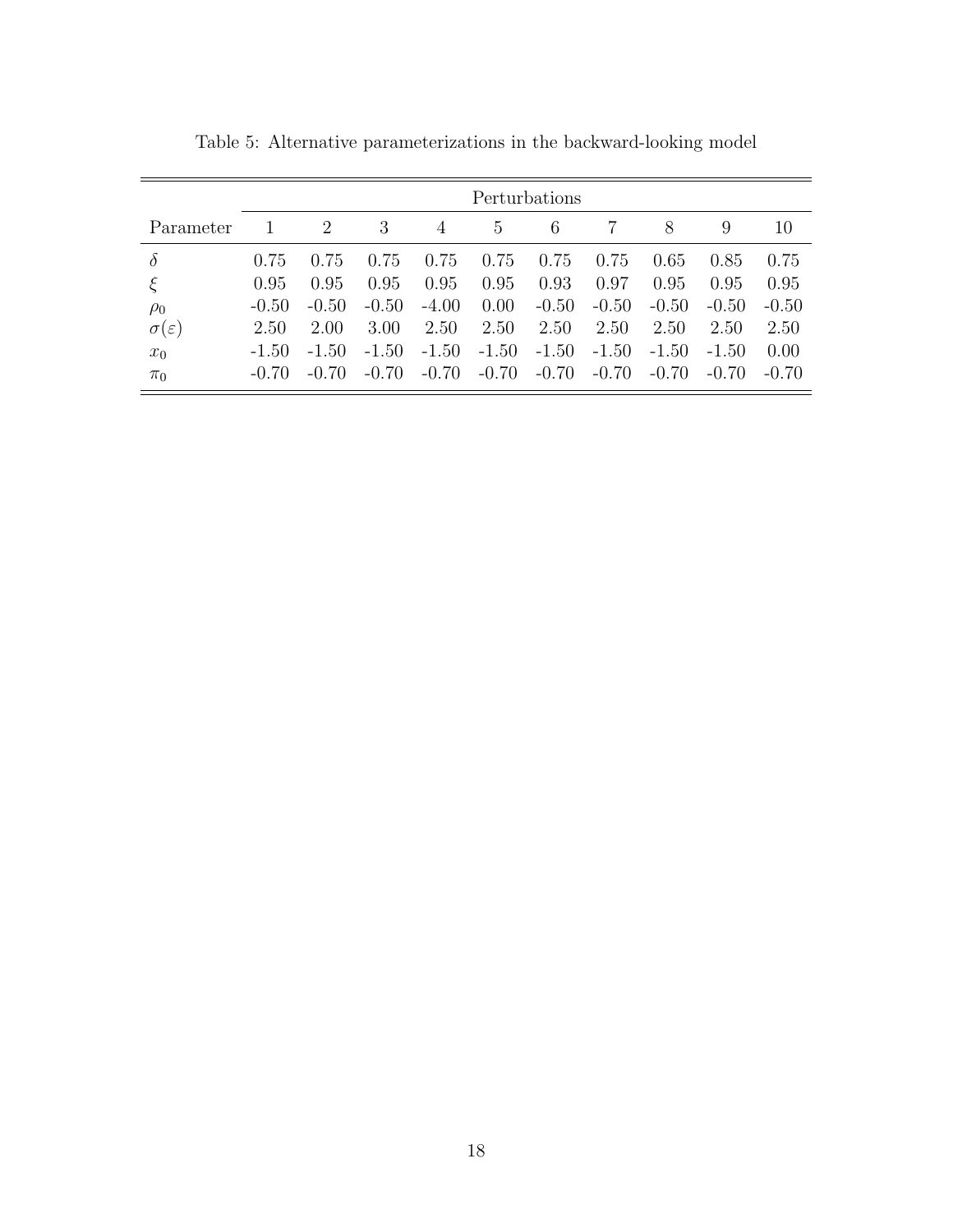Table 5: Alternative parameterizations in the backward-looking model

| | Perturbations | | | | | | | | | |
|---|---|---|---|---|---|---|---|---|---|---|
| Parameter | 1 | 2 | 3 | 4 | 5 | 6 | 7 | 8 | 9 | 10 |
| $\delta$ | 0.75 | 0.75 | 0.75 | 0.75 | 0.75 | 0.75 | 0.75 | 0.65 | 0.85 | 0.75 |
| $\xi$ | 0.95 | 0.95 | 0.95 | 0.95 | 0.95 | 0.93 | 0.97 | 0.95 | 0.95 | 0.95 |
| $\rho_0$ | -0.50 | -0.50 | -0.50 | -4.00 | 0.00 | -0.50 | -0.50 | -0.50 | -0.50 | -0.50 |
| $\sigma(\varepsilon)$ | 2.50 | 2.00 | 3.00 | 2.50 | 2.50 | 2.50 | 2.50 | 2.50 | 2.50 | 2.50 |
| $x_0$ | -1.50 | -1.50 | -1.50 | -1.50 | -1.50 | -1.50 | -1.50 | -1.50 | -1.50 | 0.00 |
| $\pi_0$ | -0.70 | -0.70 | -0.70 | -0.70 | -0.70 | -0.70 | -0.70 | -0.70 | -0.70 | -0.70 |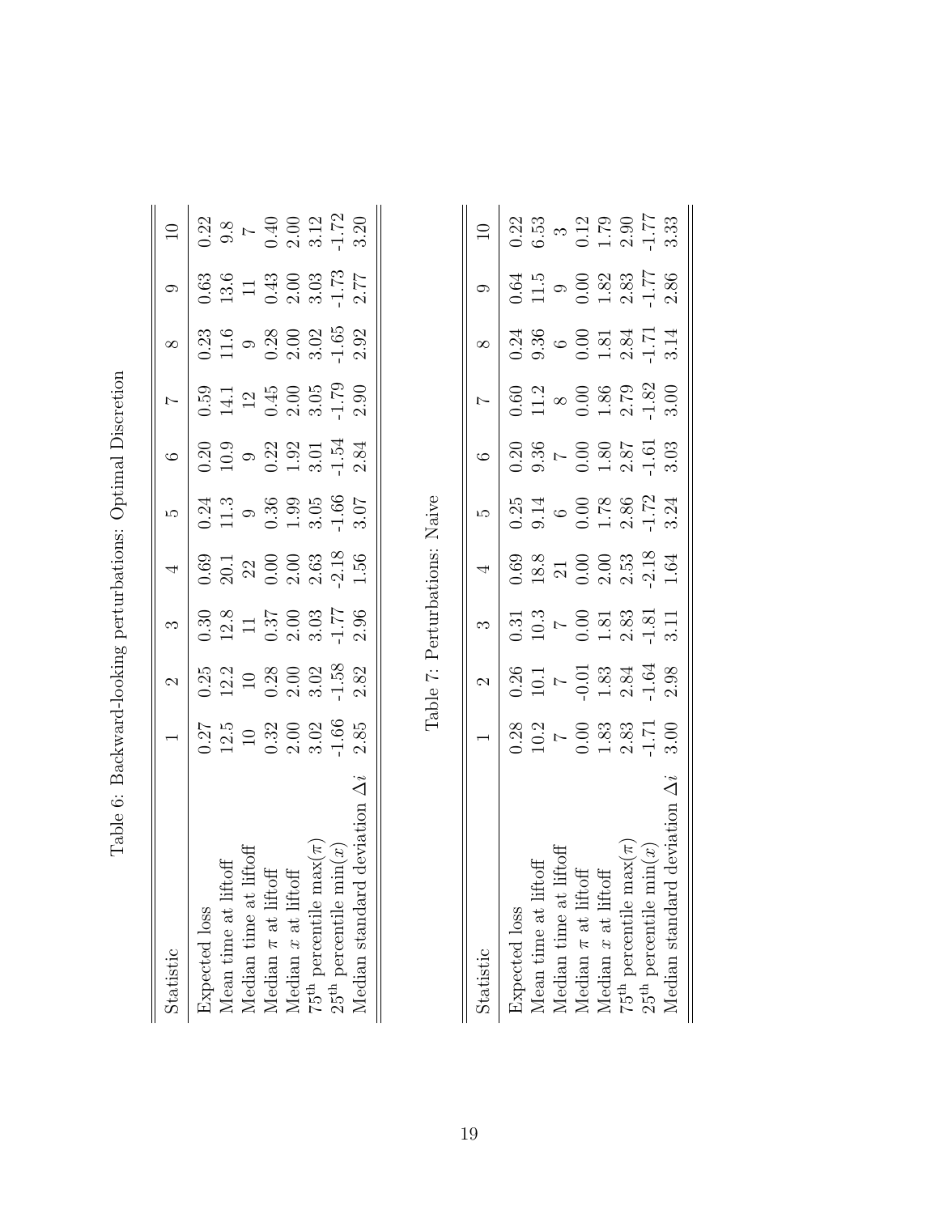Table 6: Backward-looking perturbations: Optimal Discretion

| Statistic | 1 | 2 | 3 | 4 | 5 | 6 | 7 | 8 | 9 | 10 |
|---|---|---|---|---|---|---|---|---|---|---|
| Expected loss | 0.27 | 0.25 | 0.30 | 0.69 | 0.24 | 0.20 | 0.59 | 0.23 | 0.63 | 0.22 |
| Mean time at liftoff | 12.5 | 12.2 | 12.8 | 20.1 | 11.3 | 10.9 | 14.1 | 11.6 | 13.6 | 9.8 |
| Median time at liftoff | 10 | 10 | 11 | 22 | 9 | 9 | 12 | 9 | 11 | 7 |
| Median $\pi$ at liftoff | 0.32 | 0.28 | 0.37 | 0.00 | 0.36 | 0.22 | 0.45 | 0.28 | 0.43 | 0.40 |
| Median $x$ at liftoff | 2.00 | 2.00 | 2.00 | 2.00 | 1.99 | 1.92 | 2.00 | 2.00 | 2.00 | 2.00 |
| $75^{\text{th}}$ percentile $\max(\pi)$ | 3.02 | 3.02 | 3.03 | 2.63 | 3.05 | 3.01 | 3.05 | 3.02 | 3.03 | 3.12 |
| $25^{\text{th}}$ percentile $\min(x)$ | -1.66 | -1.58 | -1.77 | -2.18 | -1.66 | -1.54 | -1.79 | -1.65 | -1.73 | -1.72 |
| Median standard deviation $\Delta i$ | 2.85 | 2.82 | 2.96 | 1.56 | 3.07 | 2.84 | 2.90 | 2.92 | 2.77 | 3.20 |

Table 7: Perturbations: Naive

| Statistic | 1 | 2 | 3 | 4 | 5 | 6 | 7 | 8 | 9 | 10 |
|---|---|---|---|---|---|---|---|---|---|---|
| Expected loss | 0.28 | 0.26 | 0.31 | 0.69 | 0.25 | 0.20 | 0.60 | 0.24 | 0.64 | 0.22 |
| Mean time at liftoff | 10.2 | 10.1 | 10.3 | 18.8 | 9.14 | 9.36 | 11.2 | 9.36 | 11.5 | 6.53 |
| Median time at liftoff | 7 | 7 | 7 | 21 | 6 | 7 | 8 | 6 | 9 | 3 |
| Median $\pi$ at liftoff | 0.00 | -0.01 | 0.00 | 0.00 | 0.00 | 0.00 | 0.00 | 0.00 | 0.00 | 0.12 |
| Median $x$ at liftoff | 1.83 | 1.83 | 1.81 | 2.00 | 1.78 | 1.80 | 1.86 | 1.81 | 1.82 | 1.79 |
| $75^{\text{th}}$ percentile $\max(\pi)$ | 2.83 | 2.84 | 2.83 | 2.53 | 2.86 | 2.87 | 2.79 | 2.84 | 2.83 | 2.90 |
| $25^{\text{th}}$ percentile $\min(x)$ | -1.71 | -1.64 | -1.81 | -2.18 | -1.72 | -1.61 | -1.82 | -1.71 | -1.77 | -1.77 |
| Median standard deviation $\Delta i$ | 3.00 | 2.98 | 3.11 | 1.64 | 3.24 | 3.03 | 3.00 | 3.14 | 2.86 | 3.33 |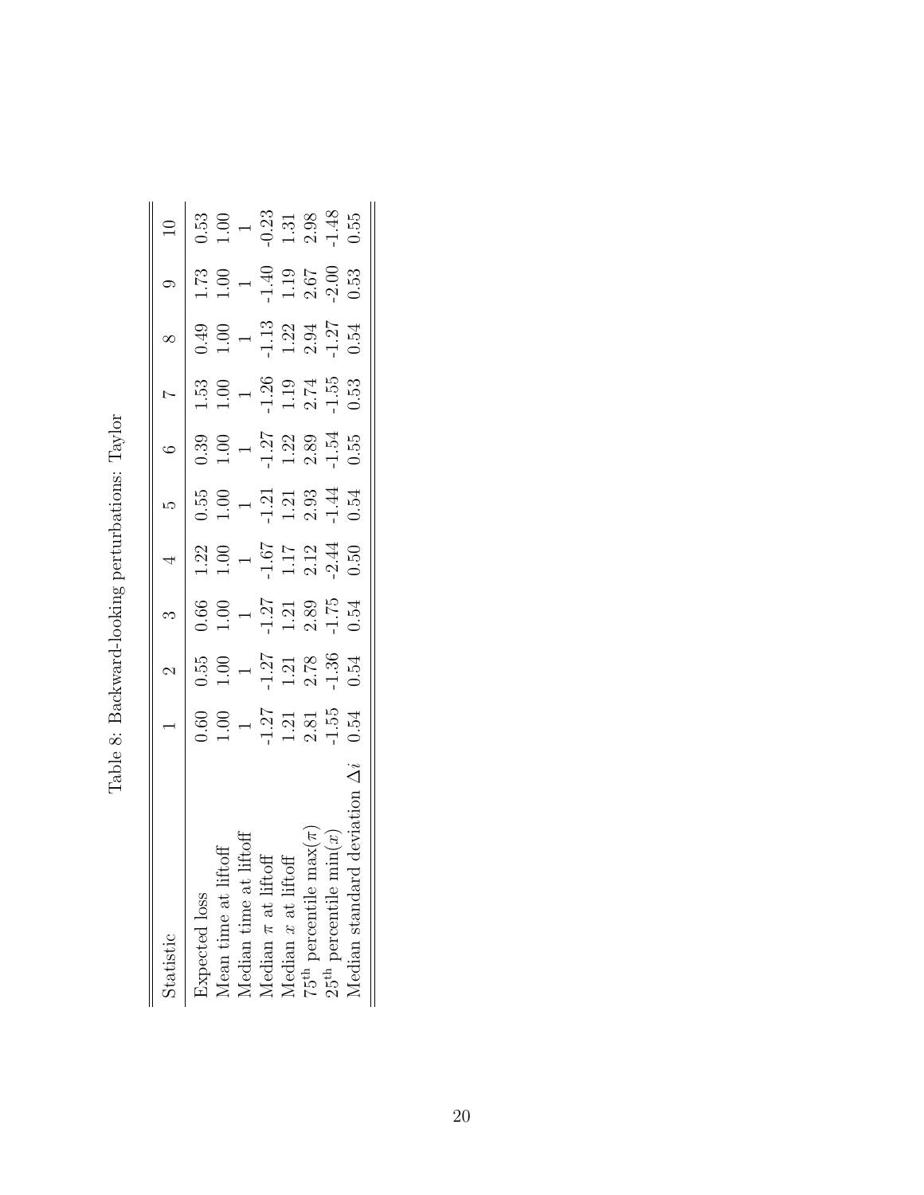Table 8: Backward-looking perturbations: Taylor

| Statistic | 1 | 2 | 3 | 4 | 5 | 6 | 7 | 8 | 9 | 10 |
|---|---|---|---|---|---|---|---|---|---|---|
| Expected loss | 0.60 | 0.55 | 0.66 | 1.22 | 0.55 | 0.39 | 1.53 | 0.49 | 1.73 | 0.53 |
| Mean time at liftoff | 1.00 | 1.00 | 1.00 | 1.00 | 1.00 | 1.00 | 1.00 | 1.00 | 1.00 | 1.00 |
| Median time at liftoff | 1 | 1 | 1 | 1 | 1 | 1 | 1 | 1 | 1 | 1 |
| Median $\pi$ at liftoff | -1.27 | -1.27 | -1.27 | -1.67 | -1.21 | -1.27 | -1.26 | -1.13 | -1.40 | -0.23 |
| Median $x$ at liftoff | 1.21 | 1.21 | 1.21 | 1.17 | 1.21 | 1.22 | 1.19 | 1.22 | 1.19 | 1.31 |
| $75^{\text{th}}$ percentile $\max(\pi)$ | 2.81 | 2.78 | 2.89 | 2.12 | 2.93 | 2.89 | 2.74 | 2.94 | 2.67 | 2.98 |
| $25^{\text{th}}$ percentile $\min(x)$ | -1.55 | -1.36 | -1.75 | -2.44 | -1.44 | -1.54 | -1.55 | -1.27 | -2.00 | -1.48 |
| Median standard deviation $\Delta i$ | 0.54 | 0.54 | 0.54 | 0.50 | 0.54 | 0.55 | 0.53 | 0.54 | 0.53 | 0.55 |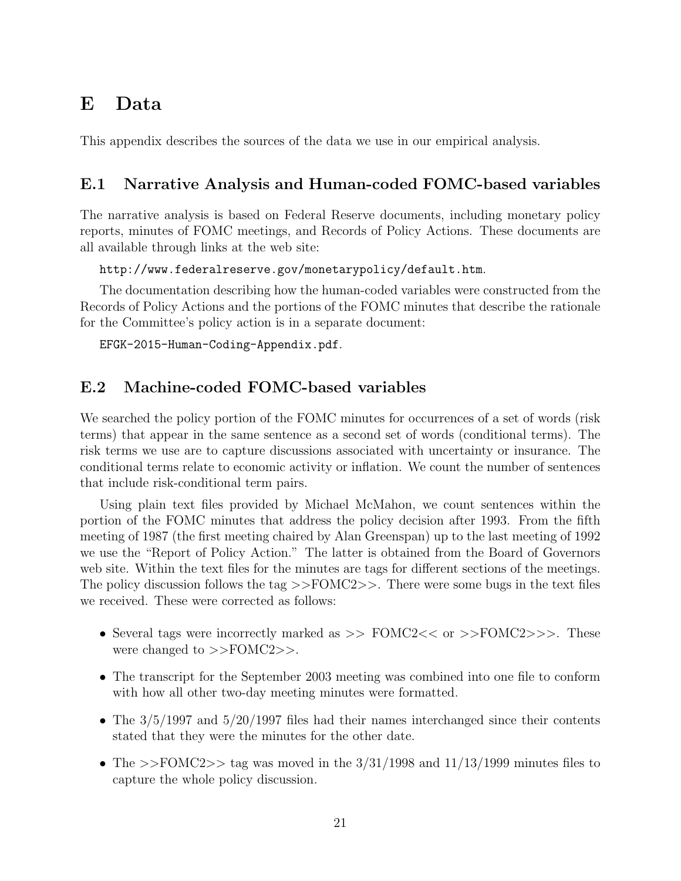# E Data

This appendix describes the sources of the data we use in our empirical analysis.

## E.1 Narrative Analysis and Human-coded FOMC-based variables

The narrative analysis is based on Federal Reserve documents, including monetary policy reports, minutes of FOMC meetings, and Records of Policy Actions. These documents are all available through links at the web site:

`http://www.federalreserve.gov/monetarypolicy/default.htm`.

The documentation describing how the human-coded variables were constructed from the Records of Policy Actions and the portions of the FOMC minutes that describe the rationale for the Committee's policy action is in a separate document:

`EFGK-2015-Human-Coding-Appendix.pdf`.

## E.2 Machine-coded FOMC-based variables

We searched the policy portion of the FOMC minutes for occurrences of a set of words (risk terms) that appear in the same sentence as a second set of words (conditional terms). The risk terms we use are to capture discussions associated with uncertainty or insurance. The conditional terms relate to economic activity or inflation. We count the number of sentences that include risk-conditional term pairs.

Using plain text files provided by Michael McMahon, we count sentences within the portion of the FOMC minutes that address the policy decision after 1993. From the fifth meeting of 1987 (the first meeting chaired by Alan Greenspan) up to the last meeting of 1992 we use the "Report of Policy Action." The latter is obtained from the Board of Governors web site. Within the text files for the minutes are tags for different sections of the meetings. The policy discussion follows the tag >>FOMC2>>. There were some bugs in the text files we received. These were corrected as follows:

- Several tags were incorrectly marked as >> FOMC2<< or >>FOMC2>>>. These were changed to >>FOMC2>>.
- The transcript for the September 2003 meeting was combined into one file to conform with how all other two-day meeting minutes were formatted.
- The 3/5/1997 and 5/20/1997 files had their names interchanged since their contents stated that they were the minutes for the other date.
- The >>FOMC2>> tag was moved in the 3/31/1998 and 11/13/1999 minutes files to capture the whole policy discussion.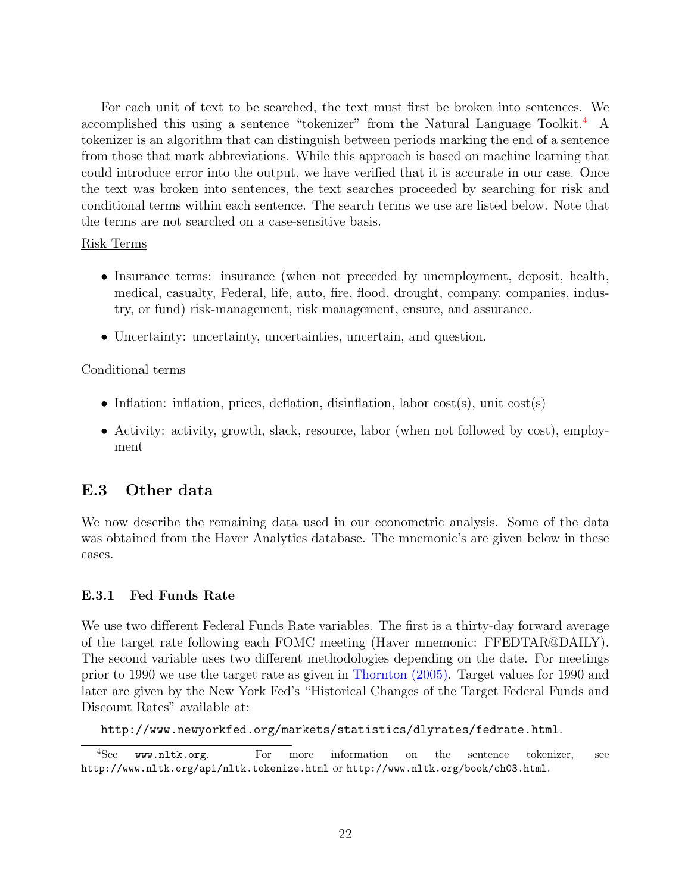For each unit of text to be searched, the text must first be broken into sentences. We accomplished this using a sentence "tokenizer" from the Natural Language Toolkit.[4] A tokenizer is an algorithm that can distinguish between periods marking the end of a sentence from those that mark abbreviations. While this approach is based on machine learning that could introduce error into the output, we have verified that it is accurate in our case. Once the text was broken into sentences, the text searches proceeded by searching for risk and conditional terms within each sentence. The search terms we use are listed below. Note that the terms are not searched on a case-sensitive basis.

Risk Terms

- Insurance terms: insurance (when not preceded by unemployment, deposit, health, medical, casualty, Federal, life, auto, fire, flood, drought, company, companies, industry, or fund) risk-management, risk management, ensure, and assurance.
- Uncertainty: uncertainty, uncertainties, uncertain, and question.

Conditional terms

- Inflation: inflation, prices, deflation, disinflation, labor cost(s), unit cost(s)
- Activity: activity, growth, slack, resource, labor (when not followed by cost), employment

## E.3 Other data

We now describe the remaining data used in our econometric analysis. Some of the data was obtained from the Haver Analytics database. The mnemonic's are given below in these cases.

### E.3.1 Fed Funds Rate

We use two different Federal Funds Rate variables. The first is a thirty-day forward average of the target rate following each FOMC meeting (Haver mnemonic: FFEDTAR@DAILY). The second variable uses two different methodologies depending on the date. For meetings prior to 1990 we use the target rate as given in Thornton (2005). Target values for 1990 and later are given by the New York Fed's "Historical Changes of the Target Federal Funds and Discount Rates" available at:

`http://www.newyorkfed.org/markets/statistics/dlyrates/fedrate.html`.

[4] See `www.nltk.org`. For more information on the sentence tokenizer, see `http://www.nltk.org/api/nltk.tokenize.html` or `http://www.nltk.org/book/ch03.html`.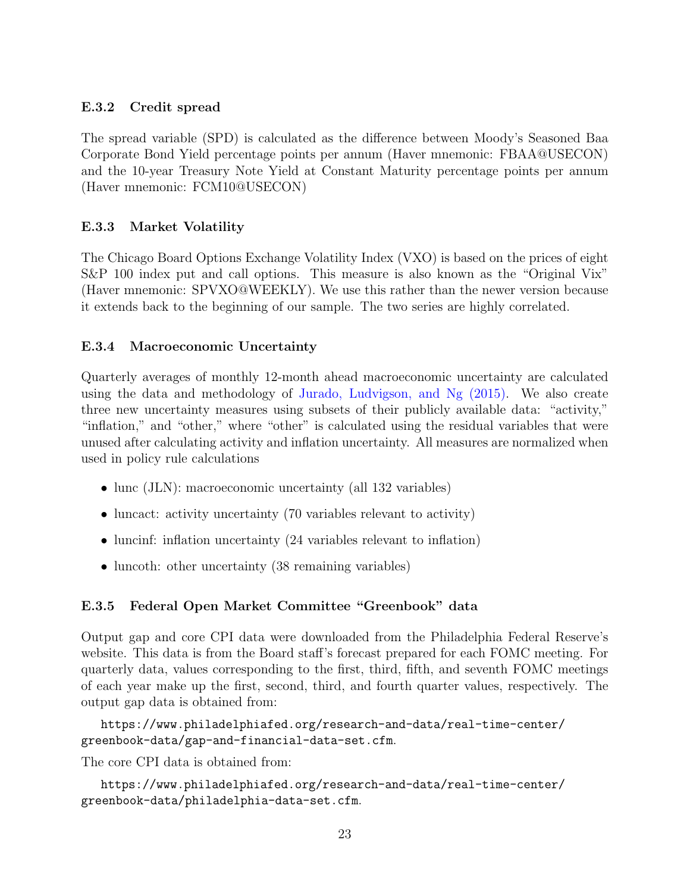### E.3.2 Credit spread

The spread variable (SPD) is calculated as the difference between Moody's Seasoned Baa Corporate Bond Yield percentage points per annum (Haver mnemonic: FBAA@USECON) and the 10-year Treasury Note Yield at Constant Maturity percentage points per annum (Haver mnemonic: FCM10@USECON)

### E.3.3 Market Volatility

The Chicago Board Options Exchange Volatility Index (VXO) is based on the prices of eight S&P 100 index put and call options. This measure is also known as the "Original Vix" (Haver mnemonic: SPVXO@WEEKLY). We use this rather than the newer version because it extends back to the beginning of our sample. The two series are highly correlated.

### E.3.4 Macroeconomic Uncertainty

Quarterly averages of monthly 12-month ahead macroeconomic uncertainty are calculated using the data and methodology of Jurado, Ludvigson, and Ng (2015). We also create three new uncertainty measures using subsets of their publicly available data: "activity," "inflation," and "other," where "other" is calculated using the residual variables that were unused after calculating activity and inflation uncertainty. All measures are normalized when used in policy rule calculations

- lunc (JLN): macroeconomic uncertainty (all 132 variables)
- luncact: activity uncertainty (70 variables relevant to activity)
- luncinf: inflation uncertainty (24 variables relevant to inflation)
- luncoth: other uncertainty (38 remaining variables)

### E.3.5 Federal Open Market Committee "Greenbook" data

Output gap and core CPI data were downloaded from the Philadelphia Federal Reserve's website. This data is from the Board staff's forecast prepared for each FOMC meeting. For quarterly data, values corresponding to the first, third, fifth, and seventh FOMC meetings of each year make up the first, second, third, and fourth quarter values, respectively. The output gap data is obtained from:

https://www.philadelphiafed.org/research-and-data/real-time-center/greenbook-data/gap-and-financial-data-set.cfm.

The core CPI data is obtained from:

https://www.philadelphiafed.org/research-and-data/real-time-center/greenbook-data/philadelphia-data-set.cfm.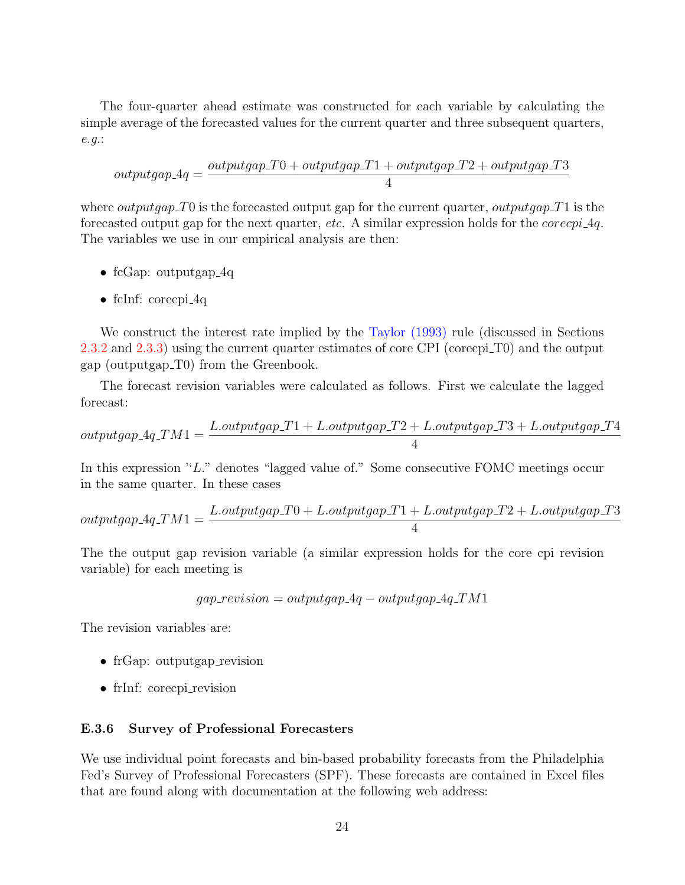The four-quarter ahead estimate was constructed for each variable by calculating the simple average of the forecasted values for the current quarter and three subsequent quarters, *e.g.*:

$$outputgap\_4q = \frac{outputgap\_T0 + outputgap\_T1 + outputgap\_T2 + outputgap\_T3}{4}$$

where $outputgap\_T0$ is the forecasted output gap for the current quarter, $outputgap\_T1$ is the forecasted output gap for the next quarter, *etc.* A similar expression holds for the $corecpi\_4q$. The variables we use in our empirical analysis are then:

- fcGap: outputgap_4q
- fcInf: corecpi_4q

We construct the interest rate implied by the Taylor (1993) rule (discussed in Sections 2.3.2 and 2.3.3) using the current quarter estimates of core CPI (corecpi_T0) and the output gap (outputgap_T0) from the Greenbook.

The forecast revision variables were calculated as follows. First we calculate the lagged forecast:

$$outputgap\_4q\_TM1 = \frac{L.outputgap\_T1 + L.outputgap\_T2 + L.outputgap\_T3 + L.outputgap\_T4}{4}$$

In this expression "$L.$" denotes "lagged value of." Some consecutive FOMC meetings occur in the same quarter. In these cases

$$outputgap\_4q\_TM1 = \frac{L.outputgap\_T0 + L.outputgap\_T1 + L.outputgap\_T2 + L.outputgap\_T3}{4}$$

The the output gap revision variable (a similar expression holds for the core cpi revision variable) for each meeting is

$$gap\_revision = outputgap\_4q - outputgap\_4q\_TM1$$

The revision variables are:

- frGap: outputgap_revision
- frInf: corecpi_revision

### E.3.6 Survey of Professional Forecasters

We use individual point forecasts and bin-based probability forecasts from the Philadelphia Fed's Survey of Professional Forecasters (SPF). These forecasts are contained in Excel files that are found along with documentation at the following web address: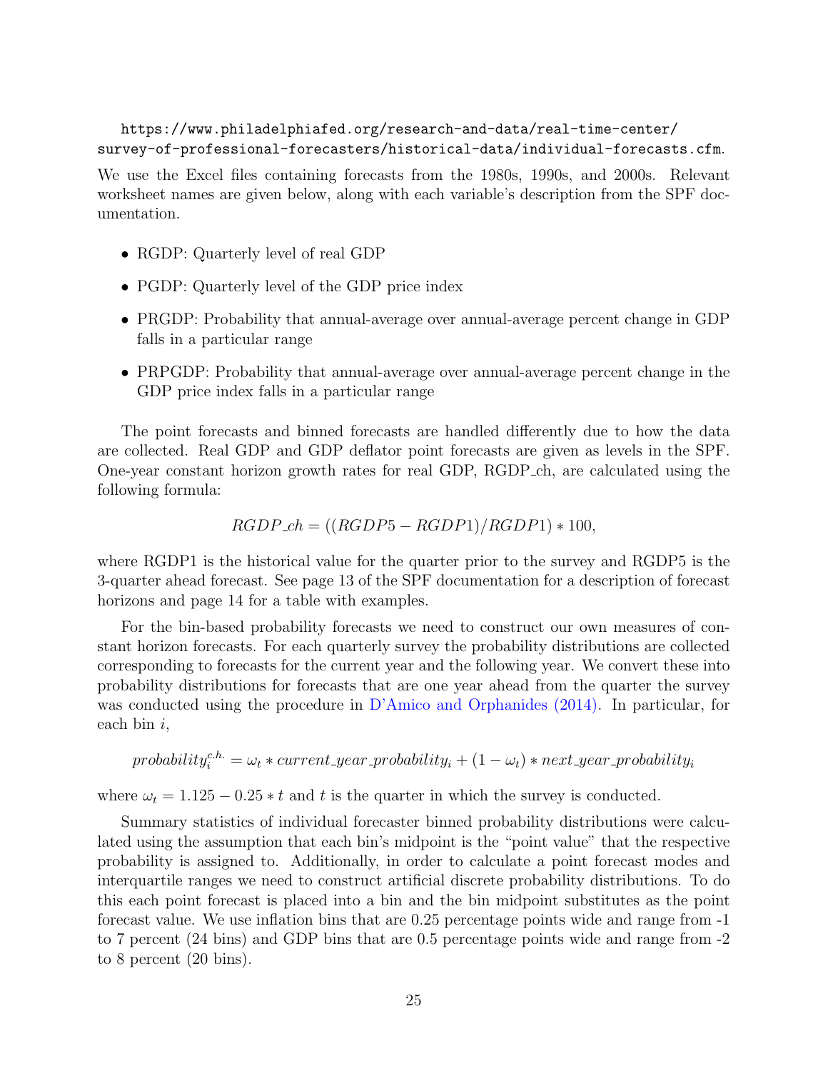https://www.philadelphiafed.org/research-and-data/real-time-center/survey-of-professional-forecasters/historical-data/individual-forecasts.cfm.

We use the Excel files containing forecasts from the 1980s, 1990s, and 2000s. Relevant worksheet names are given below, along with each variable's description from the SPF documentation.

- RGDP: Quarterly level of real GDP
- PGDP: Quarterly level of the GDP price index
- PRGDP: Probability that annual-average over annual-average percent change in GDP falls in a particular range
- PRPGDP: Probability that annual-average over annual-average percent change in the GDP price index falls in a particular range

The point forecasts and binned forecasts are handled differently due to how the data are collected. Real GDP and GDP deflator point forecasts are given as levels in the SPF. One-year constant horizon growth rates for real GDP, RGDP_ch, are calculated using the following formula:

$$RGDP\_ch = ((RGDP5 - RGDP1)/RGDP1) * 100,$$

where RGDP1 is the historical value for the quarter prior to the survey and RGDP5 is the 3-quarter ahead forecast. See page 13 of the SPF documentation for a description of forecast horizons and page 14 for a table with examples.

For the bin-based probability forecasts we need to construct our own measures of constant horizon forecasts. For each quarterly survey the probability distributions are collected corresponding to forecasts for the current year and the following year. We convert these into probability distributions for forecasts that are one year ahead from the quarter the survey was conducted using the procedure in D'Amico and Orphanides (2014). In particular, for each bin $i$,

$$probability_i^{c.h.} = \omega_t * current\_year\_probability_i + (1 - \omega_t) * next\_year\_probability_i$$

where $\omega_t = 1.125 - 0.25 * t$ and $t$ is the quarter in which the survey is conducted.

Summary statistics of individual forecaster binned probability distributions were calculated using the assumption that each bin's midpoint is the "point value" that the respective probability is assigned to. Additionally, in order to calculate a point forecast modes and interquartile ranges we need to construct artificial discrete probability distributions. To do this each point forecast is placed into a bin and the bin midpoint substitutes as the point forecast value. We use inflation bins that are 0.25 percentage points wide and range from -1 to 7 percent (24 bins) and GDP bins that are 0.5 percentage points wide and range from -2 to 8 percent (20 bins).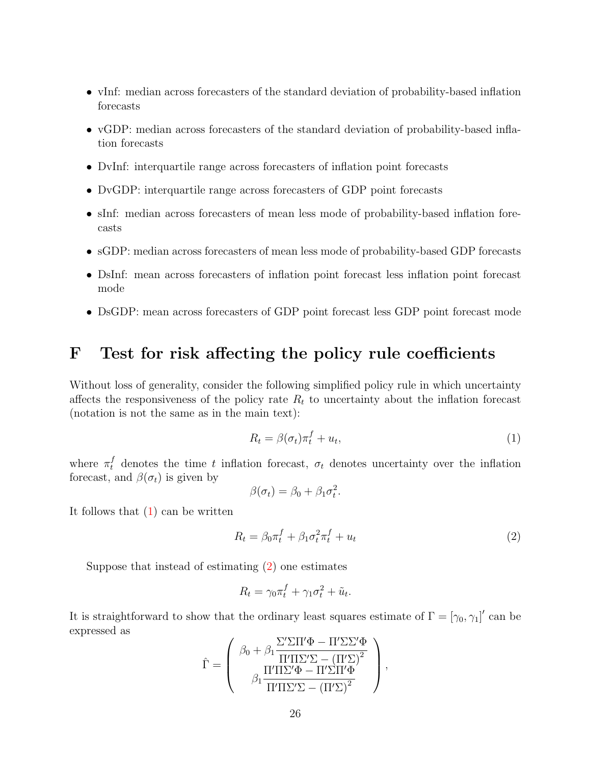- vInf: median across forecasters of the standard deviation of probability-based inflation forecasts
- vGDP: median across forecasters of the standard deviation of probability-based inflation forecasts
- DvInf: interquartile range across forecasters of inflation point forecasts
- DvGDP: interquartile range across forecasters of GDP point forecasts
- sInf: median across forecasters of mean less mode of probability-based inflation forecasts
- sGDP: median across forecasters of mean less mode of probability-based GDP forecasts
- DsInf: mean across forecasters of inflation point forecast less inflation point forecast mode
- DsGDP: mean across forecasters of GDP point forecast less GDP point forecast mode

# F Test for risk affecting the policy rule coefficients

Without loss of generality, consider the following simplified policy rule in which uncertainty affects the responsiveness of the policy rate $R_t$ to uncertainty about the inflation forecast (notation is not the same as in the main text):

$$R_t = \beta(\sigma_t)\pi_t^f + u_t, \tag{1}$$

where $\pi_t^f$ denotes the time $t$ inflation forecast, $\sigma_t$ denotes uncertainty over the inflation forecast, and $\beta(\sigma_t)$ is given by

$$\beta(\sigma_t) = \beta_0 + \beta_1\sigma_t^2.$$

It follows that (1) can be written

$$R_t = \beta_0\pi_t^f + \beta_1\sigma_t^2\pi_t^f + u_t \tag{2}$$

Suppose that instead of estimating (2) one estimates

$$R_t = \gamma_0\pi_t^f + \gamma_1\sigma_t^2 + \tilde{u}_t.$$

It is straightforward to show that the ordinary least squares estimate of $\Gamma = [\gamma_0, \gamma_1]'$ can be expressed as

$$\hat{\Gamma} = \left( \begin{array}{c} \beta_0 + \beta_1 \dfrac{\Sigma'\Sigma\Pi'\Phi - \Pi'\Sigma\Sigma'\Phi}{\Pi'\Pi\Sigma'\Sigma - (\Pi'\Sigma)^2} \\ \beta_1 \dfrac{\Pi'\Pi\Sigma'\Phi - \Pi'\Sigma\Pi'\Phi}{\Pi'\Pi\Sigma'\Sigma - (\Pi'\Sigma)^2} \end{array} \right),$$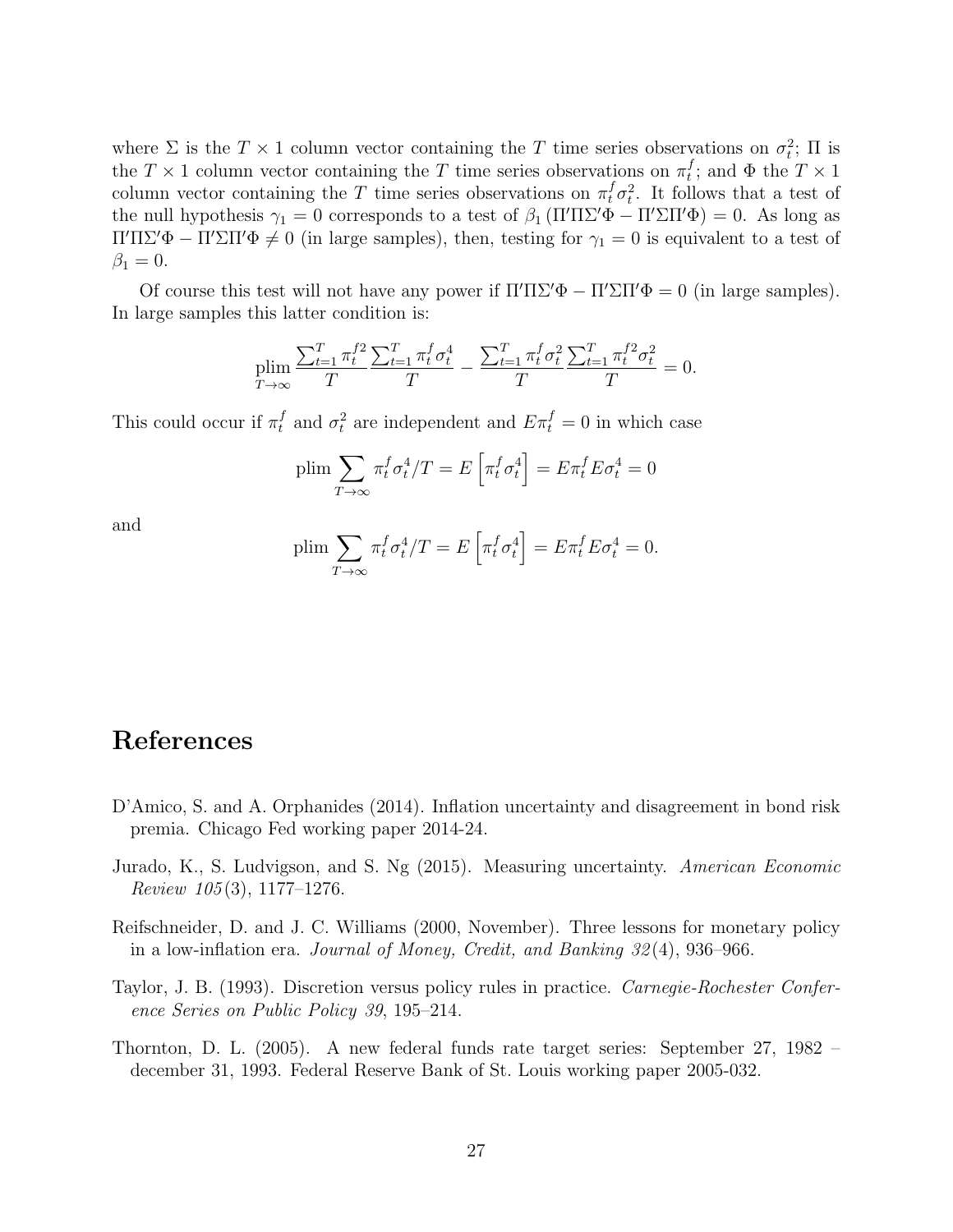where $\Sigma$ is the $T \times 1$ column vector containing the $T$ time series observations on $\sigma_t^2$; $\Pi$ is the $T \times 1$ column vector containing the $T$ time series observations on $\pi_t^f$; and $\Phi$ the $T \times 1$ column vector containing the $T$ time series observations on $\pi_t^f \sigma_t^2$. It follows that a test of the null hypothesis $\gamma_1 = 0$ corresponds to a test of $\beta_1 (\Pi'\Pi\Sigma'\Phi - \Pi'\Sigma\Pi'\Phi) = 0$. As long as $\Pi'\Pi\Sigma'\Phi - \Pi'\Sigma\Pi'\Phi \neq 0$ (in large samples), then, testing for $\gamma_1 = 0$ is equivalent to a test of $\beta_1 = 0$.

Of course this test will not have any power if $\Pi'\Pi\Sigma'\Phi - \Pi'\Sigma\Pi'\Phi = 0$ (in large samples). In large samples this latter condition is:

$$\operatorname*{plim}_{T\to\infty} \frac{\sum_{t=1}^{T} \pi_t^{f2}}{T} \frac{\sum_{t=1}^{T} \pi_t^f \sigma_t^4}{T} - \frac{\sum_{t=1}^{T} \pi_t^f \sigma_t^2}{T} \frac{\sum_{t=1}^{T} \pi_t^{f2} \sigma_t^2}{T} = 0.$$

This could occur if $\pi_t^f$ and $\sigma_t^2$ are independent and $E\pi_t^f = 0$ in which case

$$\operatorname*{plim}_{T\to\infty} \sum \pi_t^f \sigma_t^4 / T = E\left[\pi_t^f \sigma_t^4\right] = E\pi_t^f E\sigma_t^4 = 0$$

and

$$\operatorname*{plim}_{T\to\infty} \sum \pi_t^f \sigma_t^4 / T = E\left[\pi_t^f \sigma_t^4\right] = E\pi_t^f E\sigma_t^4 = 0.$$

# References

D'Amico, S. and A. Orphanides (2014). Inflation uncertainty and disagreement in bond risk premia. Chicago Fed working paper 2014-24.

Jurado, K., S. Ludvigson, and S. Ng (2015). Measuring uncertainty. *American Economic Review 105*(3), 1177–1276.

Reifschneider, D. and J. C. Williams (2000, November). Three lessons for monetary policy in a low-inflation era. *Journal of Money, Credit, and Banking 32*(4), 936–966.

Taylor, J. B. (1993). Discretion versus policy rules in practice. *Carnegie-Rochester Conference Series on Public Policy 39*, 195–214.

Thornton, D. L. (2005). A new federal funds rate target series: September 27, 1982 – december 31, 1993. Federal Reserve Bank of St. Louis working paper 2005-032.